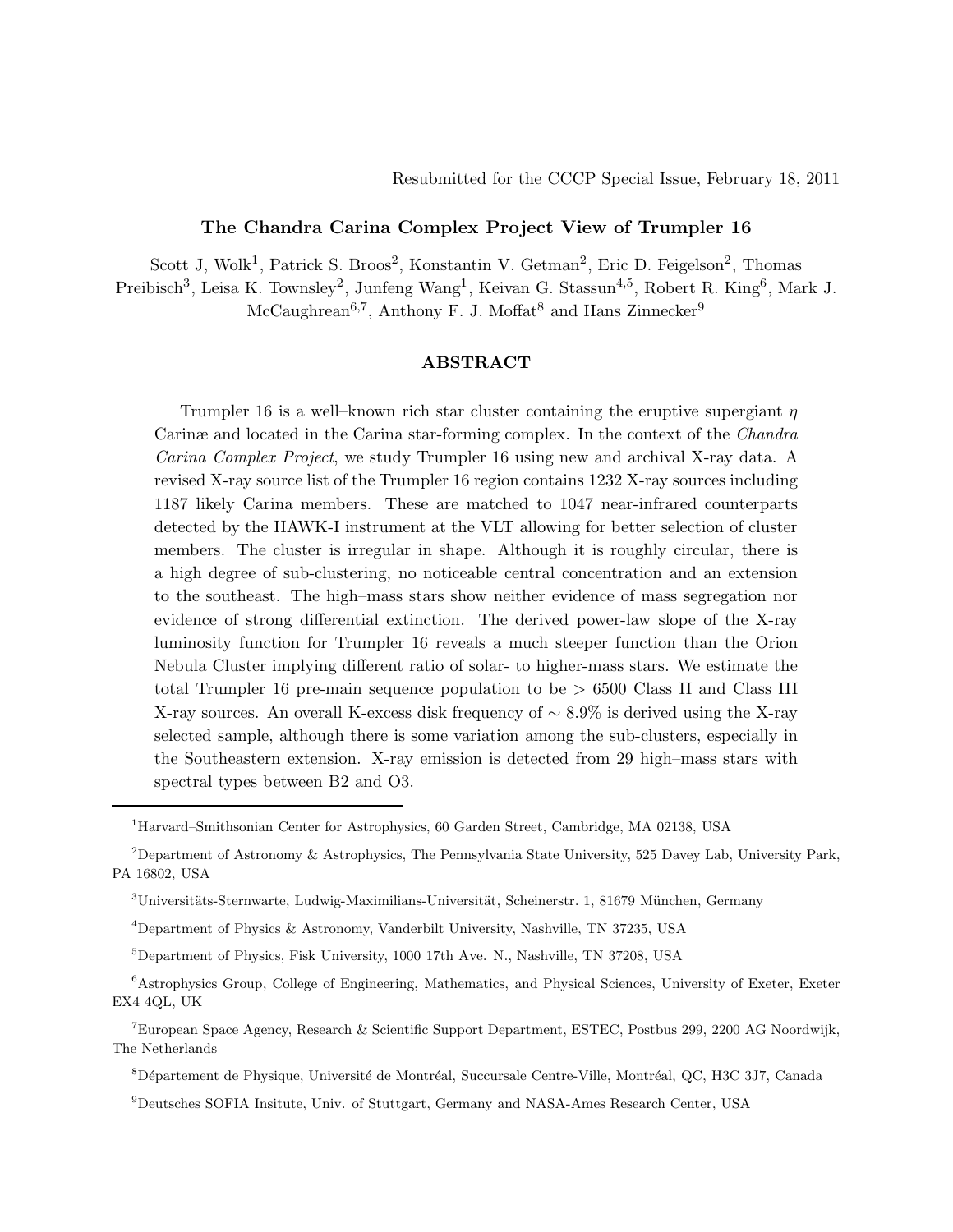Resubmitted for the CCCP Special Issue, February 18, 2011

# The Chandra Carina Complex Project View of Trumpler 16

Scott J, Wolk[1], Patrick S. Broos[2], Konstantin V. Getman[2], Eric D. Feigelson[2], Thomas Preibisch[3], Leisa K. Townsley[2], Junfeng Wang[1], Keivan G. Stassun[4,5], Robert R. King[6], Mark J. McCaughrean[6,7], Anthony F. J. Moffat[8] and Hans Zinnecker[9]

## ABSTRACT

Trumpler 16 is a well–known rich star cluster containing the eruptive supergiant $\eta$ Carinæ and located in the Carina star-forming complex. In the context of the *Chandra Carina Complex Project*, we study Trumpler 16 using new and archival X-ray data. A revised X-ray source list of the Trumpler 16 region contains 1232 X-ray sources including 1187 likely Carina members. These are matched to 1047 near-infrared counterparts detected by the HAWK-I instrument at the VLT allowing for better selection of cluster members. The cluster is irregular in shape. Although it is roughly circular, there is a high degree of sub-clustering, no noticeable central concentration and an extension to the southeast. The high–mass stars show neither evidence of mass segregation nor evidence of strong differential extinction. The derived power-law slope of the X-ray luminosity function for Trumpler 16 reveals a much steeper function than the Orion Nebula Cluster implying different ratio of solar- to higher-mass stars. We estimate the total Trumpler 16 pre-main sequence population to be $> 6500$ Class II and Class III X-ray sources. An overall K-excess disk frequency of $\sim 8.9\%$ is derived using the X-ray selected sample, although there is some variation among the sub-clusters, especially in the Southeastern extension. X-ray emission is detected from 29 high–mass stars with spectral types between B2 and O3.

---

[1]Harvard–Smithsonian Center for Astrophysics, 60 Garden Street, Cambridge, MA 02138, USA

[2]Department of Astronomy & Astrophysics, The Pennsylvania State University, 525 Davey Lab, University Park, PA 16802, USA

[3]Universitäts-Sternwarte, Ludwig-Maximilians-Universität, Scheinerstr. 1, 81679 München, Germany

[4]Department of Physics & Astronomy, Vanderbilt University, Nashville, TN 37235, USA

[5]Department of Physics, Fisk University, 1000 17th Ave. N., Nashville, TN 37208, USA

[6]Astrophysics Group, College of Engineering, Mathematics, and Physical Sciences, University of Exeter, Exeter EX4 4QL, UK

[7]European Space Agency, Research & Scientific Support Department, ESTEC, Postbus 299, 2200 AG Noordwijk, The Netherlands

[8]Département de Physique, Université de Montréal, Succursale Centre-Ville, Montréal, QC, H3C 3J7, Canada

[9]Deutsches SOFIA Insitute, Univ. of Stuttgart, Germany and NASA-Ames Research Center, USA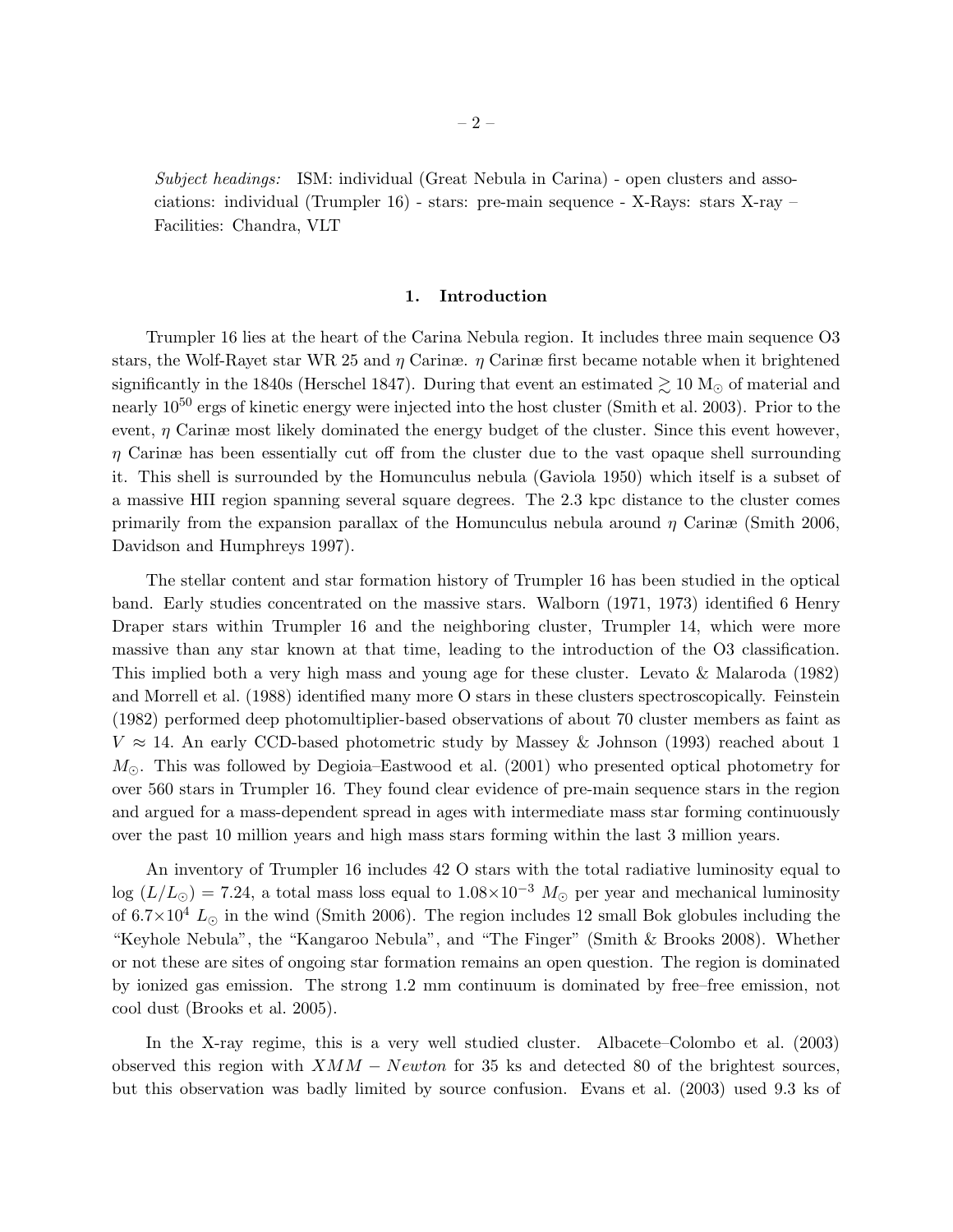*Subject headings:* ISM: individual (Great Nebula in Carina) - open clusters and associations: individual (Trumpler 16) - stars: pre-main sequence - X-Rays: stars X-ray – Facilities: Chandra, VLT

## 1. Introduction

Trumpler 16 lies at the heart of the Carina Nebula region. It includes three main sequence O3 stars, the Wolf-Rayet star WR 25 and $\eta$ Carinæ. $\eta$ Carinæ first became notable when it brightened significantly in the 1840s (Herschel 1847). During that event an estimated $\gtrsim 10$ M$_{\odot}$ of material and nearly $10^{50}$ ergs of kinetic energy were injected into the host cluster (Smith et al. 2003). Prior to the event, $\eta$ Carinæ most likely dominated the energy budget of the cluster. Since this event however, $\eta$ Carinæ has been essentially cut off from the cluster due to the vast opaque shell surrounding it. This shell is surrounded by the Homunculus nebula (Gaviola 1950) which itself is a subset of a massive HII region spanning several square degrees. The 2.3 kpc distance to the cluster comes primarily from the expansion parallax of the Homunculus nebula around $\eta$ Carinæ (Smith 2006, Davidson and Humphreys 1997).

The stellar content and star formation history of Trumpler 16 has been studied in the optical band. Early studies concentrated on the massive stars. Walborn (1971, 1973) identified 6 Henry Draper stars within Trumpler 16 and the neighboring cluster, Trumpler 14, which were more massive than any star known at that time, leading to the introduction of the O3 classification. This implied both a very high mass and young age for these cluster. Levato & Malaroda (1982) and Morrell et al. (1988) identified many more O stars in these clusters spectroscopically. Feinstein (1982) performed deep photomultiplier-based observations of about 70 cluster members as faint as $V \approx 14$. An early CCD-based photometric study by Massey & Johnson (1993) reached about 1 $M_{\odot}$. This was followed by Degioia–Eastwood et al. (2001) who presented optical photometry for over 560 stars in Trumpler 16. They found clear evidence of pre-main sequence stars in the region and argued for a mass-dependent spread in ages with intermediate mass star forming continuously over the past 10 million years and high mass stars forming within the last 3 million years.

An inventory of Trumpler 16 includes 42 O stars with the total radiative luminosity equal to $\log{(L/L_{\odot})} = 7.24$, a total mass loss equal to $1.08{\times}10^{-3}$ $M_{\odot}$ per year and mechanical luminosity of $6.7{\times}10^{4}$ $L_{\odot}$ in the wind (Smith 2006). The region includes 12 small Bok globules including the "Keyhole Nebula", the "Kangaroo Nebula", and "The Finger" (Smith & Brooks 2008). Whether or not these are sites of ongoing star formation remains an open question. The region is dominated by ionized gas emission. The strong 1.2 mm continuum is dominated by free–free emission, not cool dust (Brooks et al. 2005).

In the X-ray regime, this is a very well studied cluster. Albacete–Colombo et al. (2003) observed this region with $XMM-Newton$ for 35 ks and detected 80 of the brightest sources, but this observation was badly limited by source confusion. Evans et al. (2003) used 9.3 ks of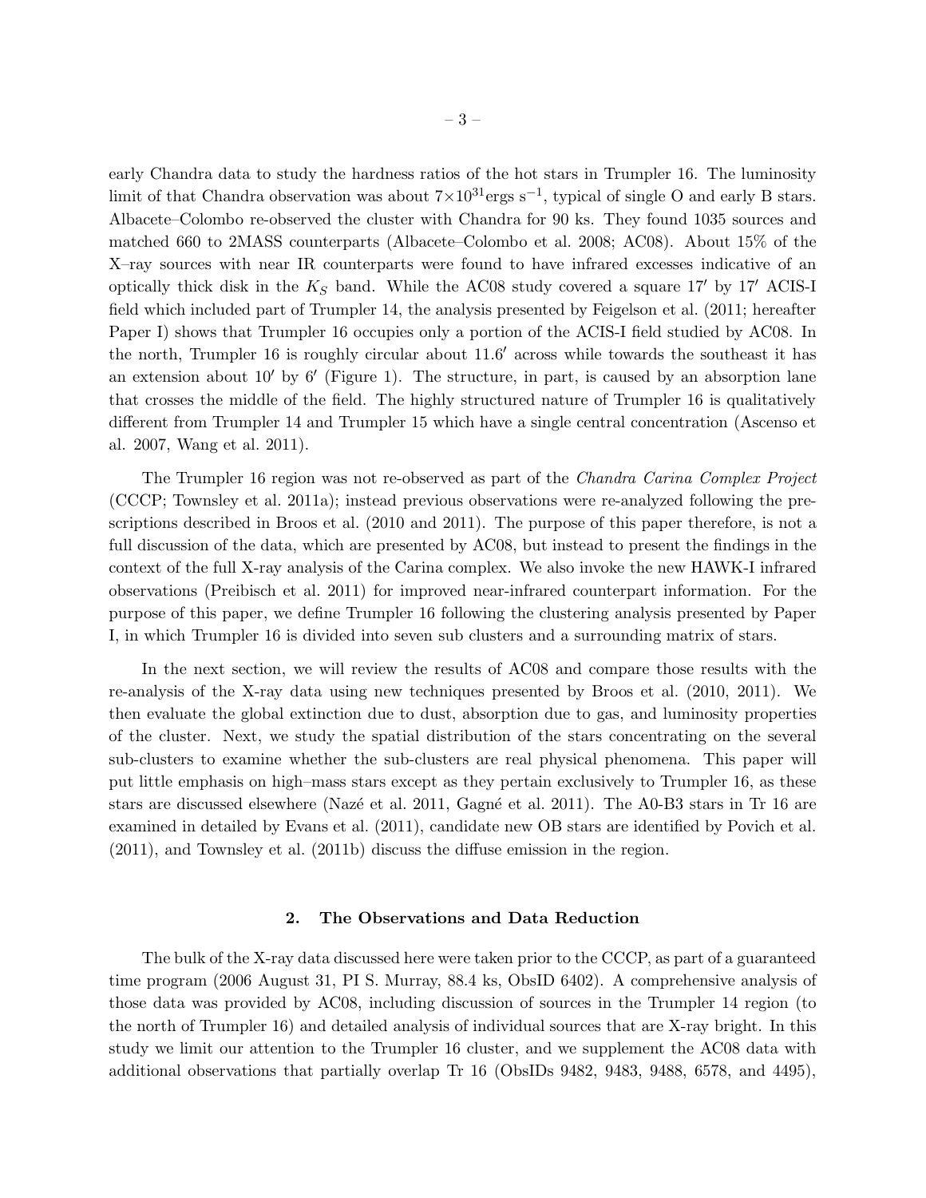early Chandra data to study the hardness ratios of the hot stars in Trumpler 16. The luminosity limit of that Chandra observation was about $7\times10^{31}$ergs s$^{-1}$, typical of single O and early B stars. Albacete–Colombo re-observed the cluster with Chandra for 90 ks. They found 1035 sources and matched 660 to 2MASS counterparts (Albacete–Colombo et al. 2008; AC08). About 15% of the X–ray sources with near IR counterparts were found to have infrared excesses indicative of an optically thick disk in the $K_S$ band. While the AC08 study covered a square 17′ by 17′ ACIS-I field which included part of Trumpler 14, the analysis presented by Feigelson et al. (2011; hereafter Paper I) shows that Trumpler 16 occupies only a portion of the ACIS-I field studied by AC08. In the north, Trumpler 16 is roughly circular about 11.6′ across while towards the southeast it has an extension about 10′ by 6′ (Figure 1). The structure, in part, is caused by an absorption lane that crosses the middle of the field. The highly structured nature of Trumpler 16 is qualitatively different from Trumpler 14 and Trumpler 15 which have a single central concentration (Ascenso et al. 2007, Wang et al. 2011).

The Trumpler 16 region was not re-observed as part of the *Chandra Carina Complex Project* (CCCP; Townsley et al. 2011a); instead previous observations were re-analyzed following the prescriptions described in Broos et al. (2010 and 2011). The purpose of this paper therefore, is not a full discussion of the data, which are presented by AC08, but instead to present the findings in the context of the full X-ray analysis of the Carina complex. We also invoke the new HAWK-I infrared observations (Preibisch et al. 2011) for improved near-infrared counterpart information. For the purpose of this paper, we define Trumpler 16 following the clustering analysis presented by Paper I, in which Trumpler 16 is divided into seven sub clusters and a surrounding matrix of stars.

In the next section, we will review the results of AC08 and compare those results with the re-analysis of the X-ray data using new techniques presented by Broos et al. (2010, 2011). We then evaluate the global extinction due to dust, absorption due to gas, and luminosity properties of the cluster. Next, we study the spatial distribution of the stars concentrating on the several sub-clusters to examine whether the sub-clusters are real physical phenomena. This paper will put little emphasis on high–mass stars except as they pertain exclusively to Trumpler 16, as these stars are discussed elsewhere (Nazé et al. 2011, Gagné et al. 2011). The A0-B3 stars in Tr 16 are examined in detailed by Evans et al. (2011), candidate new OB stars are identified by Povich et al. (2011), and Townsley et al. (2011b) discuss the diffuse emission in the region.

## 2. The Observations and Data Reduction

The bulk of the X-ray data discussed here were taken prior to the CCCP, as part of a guaranteed time program (2006 August 31, PI S. Murray, 88.4 ks, ObsID 6402). A comprehensive analysis of those data was provided by AC08, including discussion of sources in the Trumpler 14 region (to the north of Trumpler 16) and detailed analysis of individual sources that are X-ray bright. In this study we limit our attention to the Trumpler 16 cluster, and we supplement the AC08 data with additional observations that partially overlap Tr 16 (ObsIDs 9482, 9483, 9488, 6578, and 4495),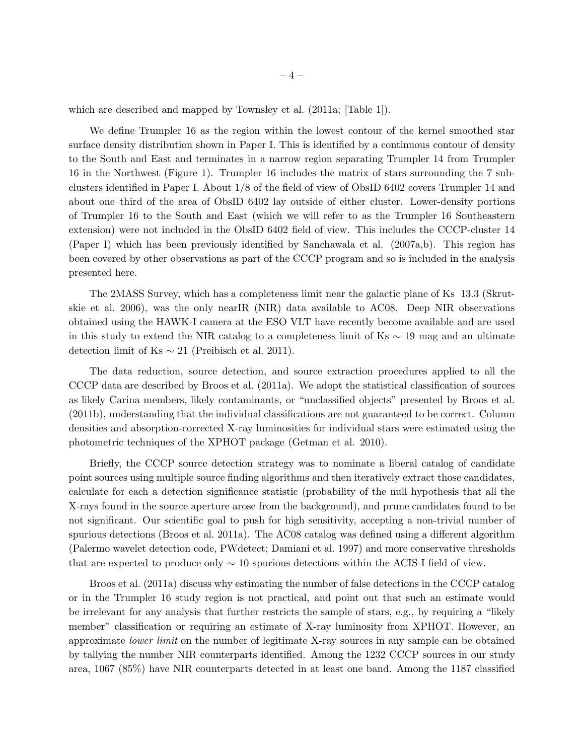which are described and mapped by Townsley et al. (2011a; [Table 1]).

We define Trumpler 16 as the region within the lowest contour of the kernel smoothed star surface density distribution shown in Paper I. This is identified by a continuous contour of density to the South and East and terminates in a narrow region separating Trumpler 14 from Trumpler 16 in the Northwest (Figure 1). Trumpler 16 includes the matrix of stars surrounding the 7 subclusters identified in Paper I. About 1/8 of the field of view of ObsID 6402 covers Trumpler 14 and about one–third of the area of ObsID 6402 lay outside of either cluster. Lower-density portions of Trumpler 16 to the South and East (which we will refer to as the Trumpler 16 Southeastern extension) were not included in the ObsID 6402 field of view. This includes the CCCP-cluster 14 (Paper I) which has been previously identified by Sanchawala et al. (2007a,b). This region has been covered by other observations as part of the CCCP program and so is included in the analysis presented here.

The 2MASS Survey, which has a completeness limit near the galactic plane of Ks 13.3 (Skrutskie et al. 2006), was the only nearIR (NIR) data available to AC08. Deep NIR observations obtained using the HAWK-I camera at the ESO VLT have recently become available and are used in this study to extend the NIR catalog to a completeness limit of Ks $\sim$ 19 mag and an ultimate detection limit of Ks $\sim$ 21 (Preibisch et al. 2011).

The data reduction, source detection, and source extraction procedures applied to all the CCCP data are described by Broos et al. (2011a). We adopt the statistical classification of sources as likely Carina members, likely contaminants, or "unclassified objects" presented by Broos et al. (2011b), understanding that the individual classifications are not guaranteed to be correct. Column densities and absorption-corrected X-ray luminosities for individual stars were estimated using the photometric techniques of the XPHOT package (Getman et al. 2010).

Briefly, the CCCP source detection strategy was to nominate a liberal catalog of candidate point sources using multiple source finding algorithms and then iteratively extract those candidates, calculate for each a detection significance statistic (probability of the null hypothesis that all the X-rays found in the source aperture arose from the background), and prune candidates found to be not significant. Our scientific goal to push for high sensitivity, accepting a non-trivial number of spurious detections (Broos et al. 2011a). The AC08 catalog was defined using a different algorithm (Palermo wavelet detection code, PWdetect; Damiani et al. 1997) and more conservative thresholds that are expected to produce only $\sim$ 10 spurious detections within the ACIS-I field of view.

Broos et al. (2011a) discuss why estimating the number of false detections in the CCCP catalog or in the Trumpler 16 study region is not practical, and point out that such an estimate would be irrelevant for any analysis that further restricts the sample of stars, e.g., by requiring a "likely member" classification or requiring an estimate of X-ray luminosity from XPHOT. However, an approximate *lower limit* on the number of legitimate X-ray sources in any sample can be obtained by tallying the number NIR counterparts identified. Among the 1232 CCCP sources in our study area, 1067 (85%) have NIR counterparts detected in at least one band. Among the 1187 classified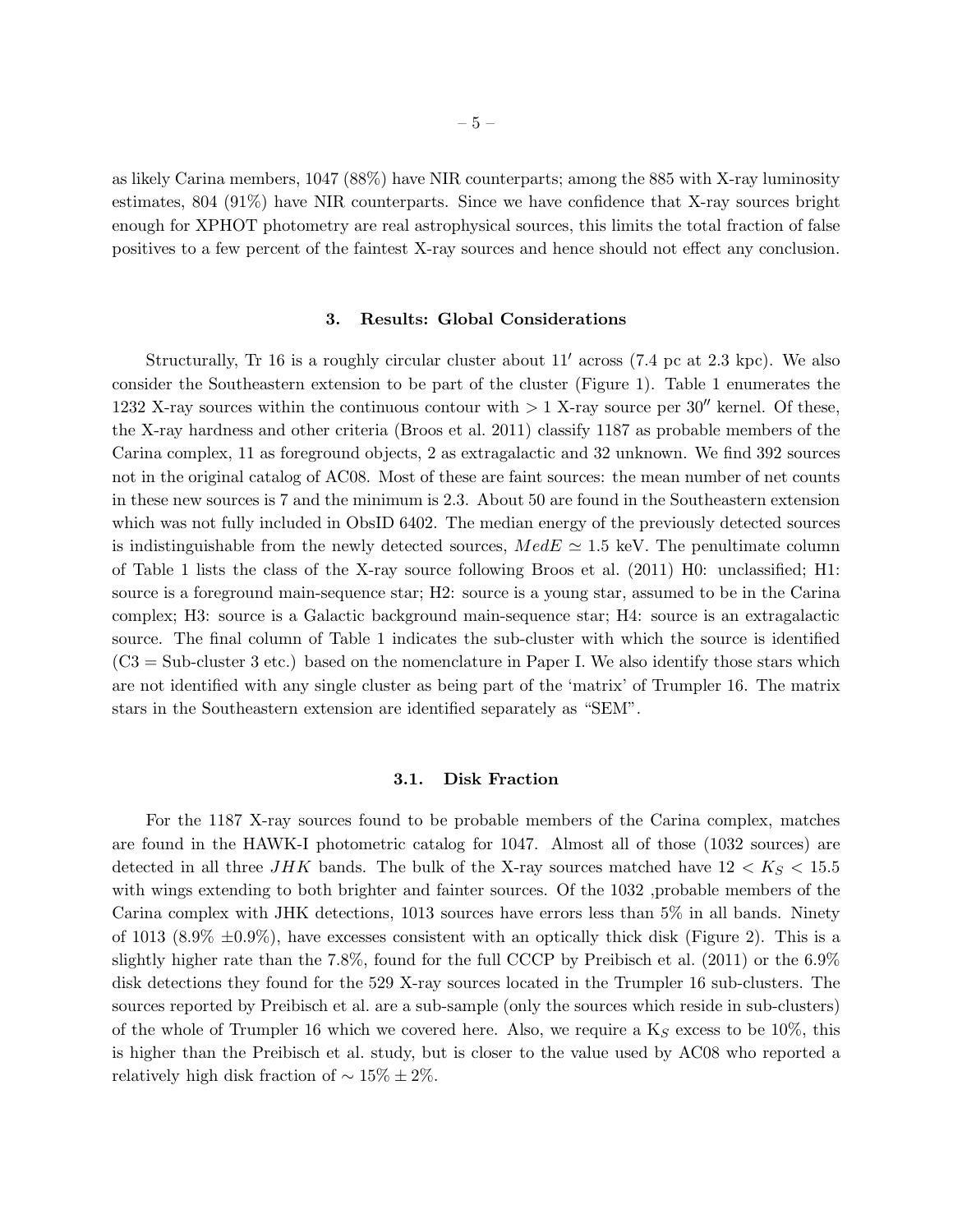as likely Carina members, 1047 (88%) have NIR counterparts; among the 885 with X-ray luminosity estimates, 804 (91%) have NIR counterparts. Since we have confidence that X-ray sources bright enough for XPHOT photometry are real astrophysical sources, this limits the total fraction of false positives to a few percent of the faintest X-ray sources and hence should not effect any conclusion.

## 3. Results: Global Considerations

Structurally, Tr 16 is a roughly circular cluster about $11'$ across (7.4 pc at 2.3 kpc). We also consider the Southeastern extension to be part of the cluster (Figure 1). Table 1 enumerates the 1232 X-ray sources within the continuous contour with $> 1$ X-ray source per $30''$ kernel. Of these, the X-ray hardness and other criteria (Broos et al. 2011) classify 1187 as probable members of the Carina complex, 11 as foreground objects, 2 as extragalactic and 32 unknown. We find 392 sources not in the original catalog of AC08. Most of these are faint sources: the mean number of net counts in these new sources is 7 and the minimum is 2.3. About 50 are found in the Southeastern extension which was not fully included in ObsID 6402. The median energy of the previously detected sources is indistinguishable from the newly detected sources, $MedE \simeq 1.5$ keV. The penultimate column of Table 1 lists the class of the X-ray source following Broos et al. (2011) H0: unclassified; H1: source is a foreground main-sequence star; H2: source is a young star, assumed to be in the Carina complex; H3: source is a Galactic background main-sequence star; H4: source is an extragalactic source. The final column of Table 1 indicates the sub-cluster with which the source is identified (C3 = Sub-cluster 3 etc.) based on the nomenclature in Paper I. We also identify those stars which are not identified with any single cluster as being part of the 'matrix' of Trumpler 16. The matrix stars in the Southeastern extension are identified separately as "SEM".

### 3.1. Disk Fraction

For the 1187 X-ray sources found to be probable members of the Carina complex, matches are found in the HAWK-I photometric catalog for 1047. Almost all of those (1032 sources) are detected in all three $JHK$ bands. The bulk of the X-ray sources matched have $12 < K_S < 15.5$ with wings extending to both brighter and fainter sources. Of the 1032 ,probable members of the Carina complex with JHK detections, 1013 sources have errors less than 5% in all bands. Ninety of 1013 (8.9% $\pm$0.9%), have excesses consistent with an optically thick disk (Figure 2). This is a slightly higher rate than the 7.8%, found for the full CCCP by Preibisch et al. (2011) or the 6.9% disk detections they found for the 529 X-ray sources located in the Trumpler 16 sub-clusters. The sources reported by Preibisch et al. are a sub-sample (only the sources which reside in sub-clusters) of the whole of Trumpler 16 which we covered here. Also, we require a $K_S$ excess to be 10%, this is higher than the Preibisch et al. study, but is closer to the value used by AC08 who reported a relatively high disk fraction of $\sim 15\% \pm 2\%$.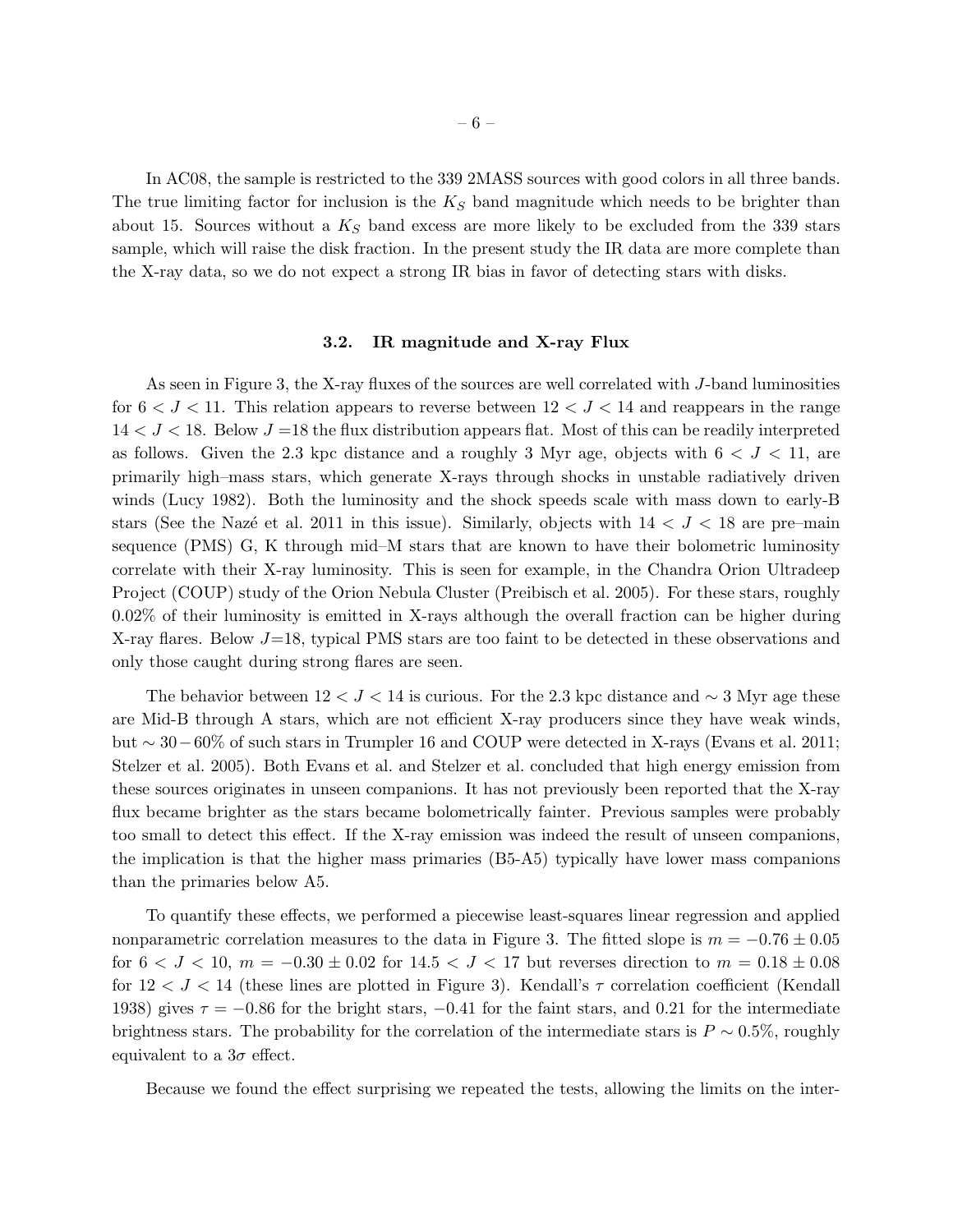In AC08, the sample is restricted to the 339 2MASS sources with good colors in all three bands. The true limiting factor for inclusion is the $K_S$ band magnitude which needs to be brighter than about 15. Sources without a $K_S$ band excess are more likely to be excluded from the 339 stars sample, which will raise the disk fraction. In the present study the IR data are more complete than the X-ray data, so we do not expect a strong IR bias in favor of detecting stars with disks.

### 3.2. IR magnitude and X-ray Flux

As seen in Figure 3, the X-ray fluxes of the sources are well correlated with $J$-band luminosities for $6 < J < 11$. This relation appears to reverse between $12 < J < 14$ and reappears in the range $14 < J < 18$. Below $J = 18$ the flux distribution appears flat. Most of this can be readily interpreted as follows. Given the 2.3 kpc distance and a roughly 3 Myr age, objects with $6 < J < 11$, are primarily high–mass stars, which generate X-rays through shocks in unstable radiatively driven winds (Lucy 1982). Both the luminosity and the shock speeds scale with mass down to early-B stars (See the Nazé et al. 2011 in this issue). Similarly, objects with $14 < J < 18$ are pre–main sequence (PMS) G, K through mid–M stars that are known to have their bolometric luminosity correlate with their X-ray luminosity. This is seen for example, in the Chandra Orion Ultradeep Project (COUP) study of the Orion Nebula Cluster (Preibisch et al. 2005). For these stars, roughly 0.02% of their luminosity is emitted in X-rays although the overall fraction can be higher during X-ray flares. Below $J$=18, typical PMS stars are too faint to be detected in these observations and only those caught during strong flares are seen.

The behavior between $12 < J < 14$ is curious. For the 2.3 kpc distance and $\sim 3$ Myr age these are Mid-B through A stars, which are not efficient X-ray producers since they have weak winds, but $\sim 30-60\%$ of such stars in Trumpler 16 and COUP were detected in X-rays (Evans et al. 2011; Stelzer et al. 2005). Both Evans et al. and Stelzer et al. concluded that high energy emission from these sources originates in unseen companions. It has not previously been reported that the X-ray flux became brighter as the stars became bolometrically fainter. Previous samples were probably too small to detect this effect. If the X-ray emission was indeed the result of unseen companions, the implication is that the higher mass primaries (B5-A5) typically have lower mass companions than the primaries below A5.

To quantify these effects, we performed a piecewise least-squares linear regression and applied nonparametric correlation measures to the data in Figure 3. The fitted slope is $m = -0.76 \pm 0.05$ for $6 < J < 10$, $m = -0.30 \pm 0.02$ for $14.5 < J < 17$ but reverses direction to $m = 0.18 \pm 0.08$ for $12 < J < 14$ (these lines are plotted in Figure 3). Kendall's $\tau$ correlation coefficient (Kendall 1938) gives $\tau = -0.86$ for the bright stars, $-0.41$ for the faint stars, and 0.21 for the intermediate brightness stars. The probability for the correlation of the intermediate stars is $P \sim 0.5\%$, roughly equivalent to a $3\sigma$ effect.

Because we found the effect surprising we repeated the tests, allowing the limits on the inter-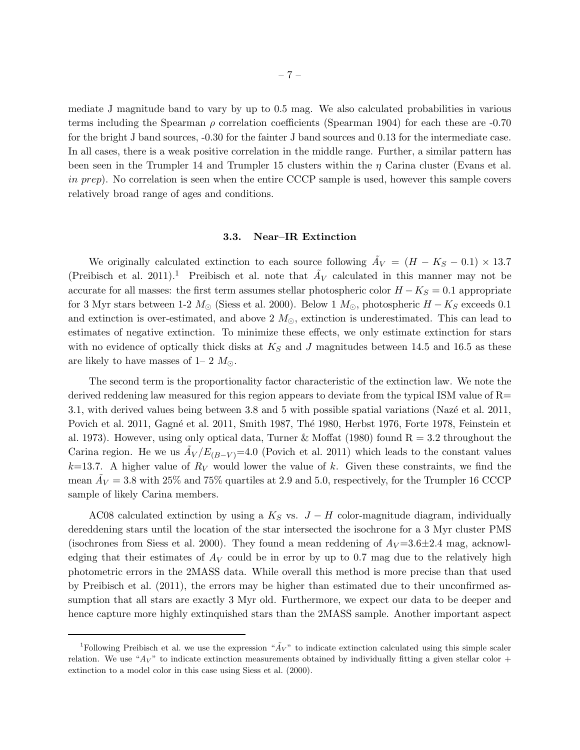mediate J magnitude band to vary by up to 0.5 mag. We also calculated probabilities in various terms including the Spearman $\rho$ correlation coefficients (Spearman 1904) for each these are -0.70 for the bright J band sources, -0.30 for the fainter J band sources and 0.13 for the intermediate case. In all cases, there is a weak positive correlation in the middle range. Further, a similar pattern has been seen in the Trumpler 14 and Trumpler 15 clusters within the $\eta$ Carina cluster (Evans et al. *in prep*). No correlation is seen when the entire CCCP sample is used, however this sample covers relatively broad range of ages and conditions.

### 3.3. Near–IR Extinction

We originally calculated extinction to each source following $\tilde{A}_V = (H - K_S - 0.1) \times 13.7$ (Preibisch et al. 2011).[1] Preibisch et al. note that $\tilde{A}_V$ calculated in this manner may not be accurate for all masses: the first term assumes stellar photospheric color $H - K_S = 0.1$ appropriate for 3 Myr stars between 1-2 $M_\odot$ (Siess et al. 2000). Below 1 $M_\odot$, photospheric $H - K_S$ exceeds 0.1 and extinction is over-estimated, and above 2 $M_\odot$, extinction is underestimated. This can lead to estimates of negative extinction. To minimize these effects, we only estimate extinction for stars with no evidence of optically thick disks at $K_S$ and $J$ magnitudes between 14.5 and 16.5 as these are likely to have masses of 1– 2 $M_\odot$.

The second term is the proportionality factor characteristic of the extinction law. We note the derived reddening law measured for this region appears to deviate from the typical ISM value of R= 3.1, with derived values being between 3.8 and 5 with possible spatial variations (Nazé et al. 2011, Povich et al. 2011, Gagné et al. 2011, Smith 1987, Thé 1980, Herbst 1976, Forte 1978, Feinstein et al. 1973). However, using only optical data, Turner & Moffat (1980) found R = 3.2 throughout the Carina region. He we us $\tilde{A}_V/E_{(B-V)}$=4.0 (Povich et al. 2011) which leads to the constant values $k$=13.7. A higher value of $R_V$ would lower the value of $k$. Given these constraints, we find the mean $\tilde{A}_V = 3.8$ with 25% and 75% quartiles at 2.9 and 5.0, respectively, for the Trumpler 16 CCCP sample of likely Carina members.

AC08 calculated extinction by using a $K_S$ vs. $J - H$ color-magnitude diagram, individually dereddening stars until the location of the star intersected the isochrone for a 3 Myr cluster PMS (isochrones from Siess et al. 2000). They found a mean reddening of $A_V$=3.6±2.4 mag, acknowledging that their estimates of $A_V$ could be in error by up to 0.7 mag due to the relatively high photometric errors in the 2MASS data. While overall this method is more precise than that used by Preibisch et al. (2011), the errors may be higher than estimated due to their unconfirmed assumption that all stars are exactly 3 Myr old. Furthermore, we expect our data to be deeper and hence capture more highly extinquished stars than the 2MASS sample. Another important aspect

[1] Following Preibisch et al. we use the expression "$\tilde{A}_V$" to indicate extinction calculated using this simple scaler relation. We use "$A_V$" to indicate extinction measurements obtained by individually fitting a given stellar color + extinction to a model color in this case using Siess et al. (2000).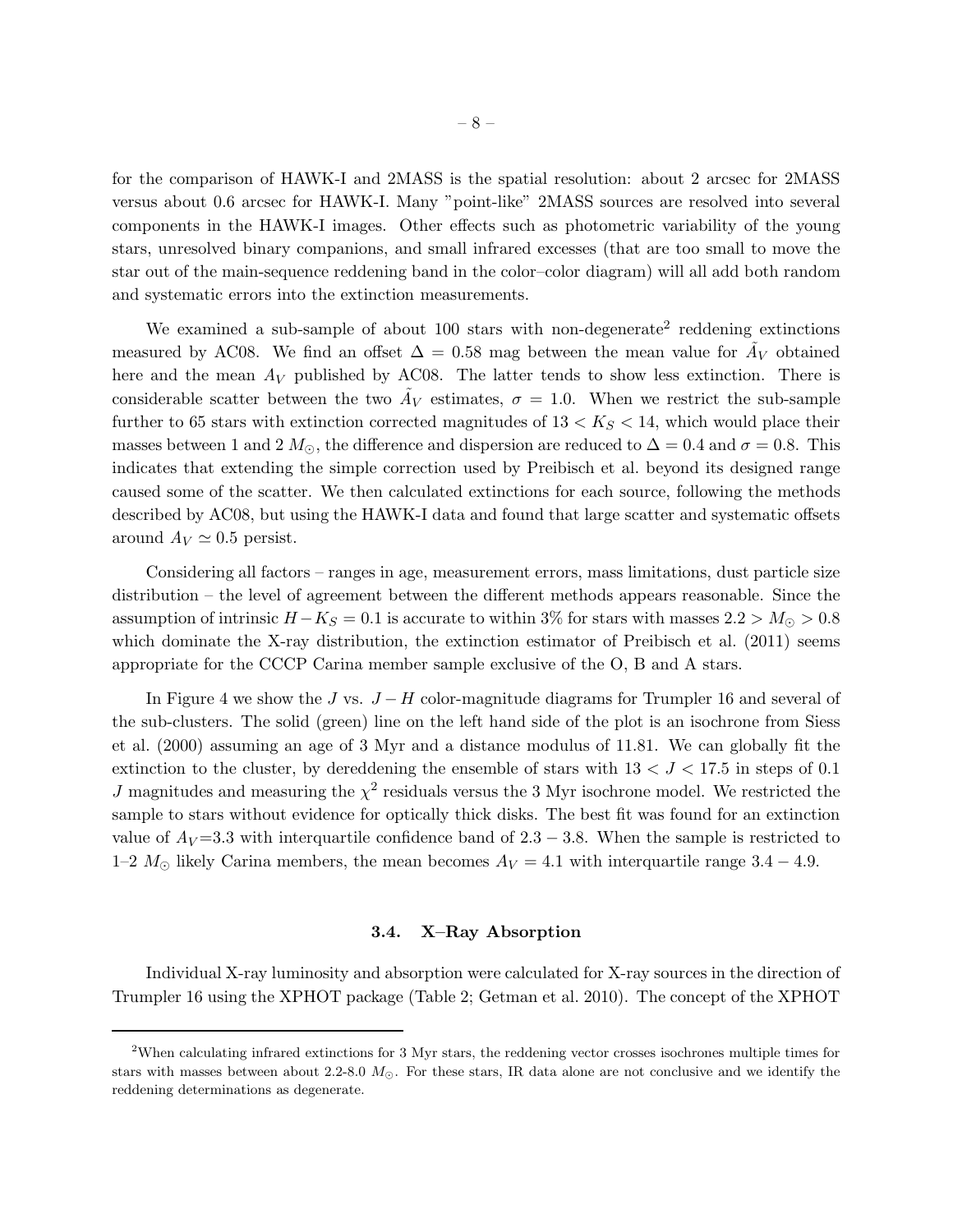for the comparison of HAWK-I and 2MASS is the spatial resolution: about 2 arcsec for 2MASS versus about 0.6 arcsec for HAWK-I. Many "point-like" 2MASS sources are resolved into several components in the HAWK-I images. Other effects such as photometric variability of the young stars, unresolved binary companions, and small infrared excesses (that are too small to move the star out of the main-sequence reddening band in the color–color diagram) will all add both random and systematic errors into the extinction measurements.

We examined a sub-sample of about 100 stars with non-degenerate[2] reddening extinctions measured by AC08. We find an offset $\Delta = 0.58$ mag between the mean value for $\tilde{A}_V$ obtained here and the mean $A_V$ published by AC08. The latter tends to show less extinction. There is considerable scatter between the two $\tilde{A}_V$ estimates, $\sigma = 1.0$. When we restrict the sub-sample further to 65 stars with extinction corrected magnitudes of $13 < K_S < 14$, which would place their masses between 1 and 2 $M_{\odot}$, the difference and dispersion are reduced to $\Delta = 0.4$ and $\sigma = 0.8$. This indicates that extending the simple correction used by Preibisch et al. beyond its designed range caused some of the scatter. We then calculated extinctions for each source, following the methods described by AC08, but using the HAWK-I data and found that large scatter and systematic offsets around $A_V \simeq 0.5$ persist.

Considering all factors – ranges in age, measurement errors, mass limitations, dust particle size distribution – the level of agreement between the different methods appears reasonable. Since the assumption of intrinsic $H - K_S = 0.1$ is accurate to within 3% for stars with masses $2.2 > M_{\odot} > 0.8$ which dominate the X-ray distribution, the extinction estimator of Preibisch et al. (2011) seems appropriate for the CCCP Carina member sample exclusive of the O, B and A stars.

In Figure 4 we show the $J$ vs. $J - H$ color-magnitude diagrams for Trumpler 16 and several of the sub-clusters. The solid (green) line on the left hand side of the plot is an isochrone from Siess et al. (2000) assuming an age of 3 Myr and a distance modulus of 11.81. We can globally fit the extinction to the cluster, by dereddening the ensemble of stars with $13 < J < 17.5$ in steps of 0.1 $J$ magnitudes and measuring the $\chi^2$ residuals versus the 3 Myr isochrone model. We restricted the sample to stars without evidence for optically thick disks. The best fit was found for an extinction value of $A_V$=3.3 with interquartile confidence band of $2.3 - 3.8$. When the sample is restricted to 1–2 $M_{\odot}$ likely Carina members, the mean becomes $A_V = 4.1$ with interquartile range $3.4 - 4.9$.

### 3.4. X–Ray Absorption

Individual X-ray luminosity and absorption were calculated for X-ray sources in the direction of Trumpler 16 using the XPHOT package (Table 2; Getman et al. 2010). The concept of the XPHOT

---

[2] When calculating infrared extinctions for 3 Myr stars, the reddening vector crosses isochrones multiple times for stars with masses between about 2.2-8.0 $M_{\odot}$. For these stars, IR data alone are not conclusive and we identify the reddening determinations as degenerate.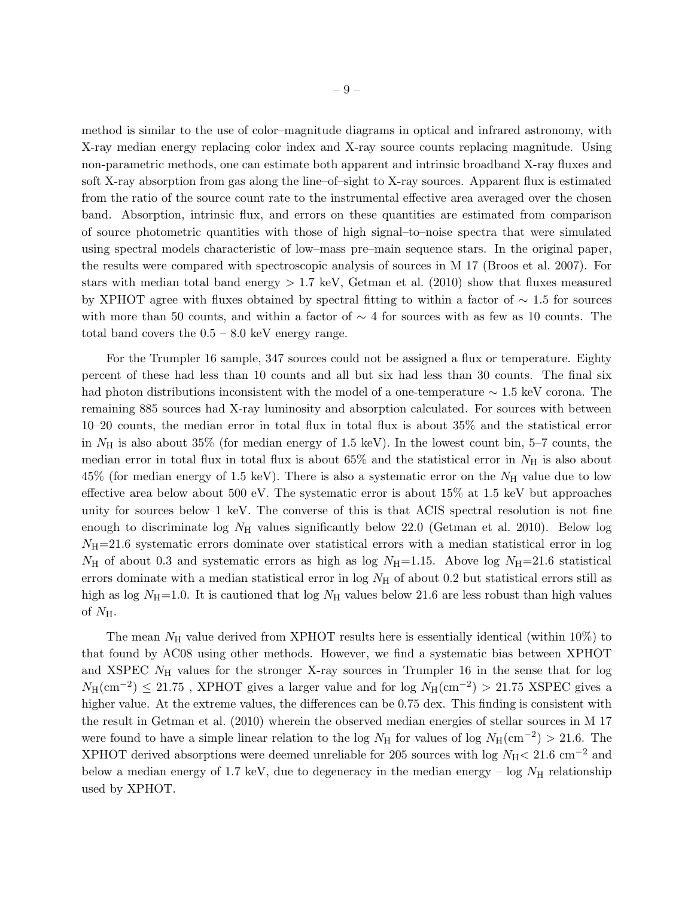method is similar to the use of color–magnitude diagrams in optical and infrared astronomy, with X-ray median energy replacing color index and X-ray source counts replacing magnitude. Using non-parametric methods, one can estimate both apparent and intrinsic broadband X-ray fluxes and soft X-ray absorption from gas along the line–of–sight to X-ray sources. Apparent flux is estimated from the ratio of the source count rate to the instrumental effective area averaged over the chosen band. Absorption, intrinsic flux, and errors on these quantities are estimated from comparison of source photometric quantities with those of high signal–to–noise spectra that were simulated using spectral models characteristic of low–mass pre–main sequence stars. In the original paper, the results were compared with spectroscopic analysis of sources in M 17 (Broos et al. 2007). For stars with median total band energy $> 1.7$ keV, Getman et al. (2010) show that fluxes measured by XPHOT agree with fluxes obtained by spectral fitting to within a factor of $\sim 1.5$ for sources with more than 50 counts, and within a factor of $\sim 4$ for sources with as few as 10 counts. The total band covers the 0.5 – 8.0 keV energy range.

For the Trumpler 16 sample, 347 sources could not be assigned a flux or temperature. Eighty percent of these had less than 10 counts and all but six had less than 30 counts. The final six had photon distributions inconsistent with the model of a one-temperature $\sim 1.5$ keV corona. The remaining 885 sources had X-ray luminosity and absorption calculated. For sources with between 10–20 counts, the median error in total flux in total flux is about 35% and the statistical error in $N_{\rm H}$ is also about 35% (for median energy of 1.5 keV). In the lowest count bin, 5–7 counts, the median error in total flux in total flux is about 65% and the statistical error in $N_{\rm H}$ is also about 45% (for median energy of 1.5 keV). There is also a systematic error on the $N_{\rm H}$ value due to low effective area below about 500 eV. The systematic error is about 15% at 1.5 keV but approaches unity for sources below 1 keV. The converse of this is that ACIS spectral resolution is not fine enough to discriminate log $N_{\rm H}$ values significantly below 22.0 (Getman et al. 2010). Below log $N_{\rm H}$=21.6 systematic errors dominate over statistical errors with a median statistical error in log $N_{\rm H}$ of about 0.3 and systematic errors as high as log $N_{\rm H}$=1.15. Above log $N_{\rm H}$=21.6 statistical errors dominate with a median statistical error in log $N_{\rm H}$ of about 0.2 but statistical errors still as high as log $N_{\rm H}$=1.0. It is cautioned that log $N_{\rm H}$ values below 21.6 are less robust than high values of $N_{\rm H}$.

The mean $N_{\rm H}$ value derived from XPHOT results here is essentially identical (within 10%) to that found by AC08 using other methods. However, we find a systematic bias between XPHOT and XSPEC $N_{\rm H}$ values for the stronger X-ray sources in Trumpler 16 in the sense that for log $N_{\rm H}({\rm cm}^{-2}) \leq 21.75$ , XPHOT gives a larger value and for log $N_{\rm H}({\rm cm}^{-2}) > 21.75$ XSPEC gives a higher value. At the extreme values, the differences can be 0.75 dex. This finding is consistent with the result in Getman et al. (2010) wherein the observed median energies of stellar sources in M 17 were found to have a simple linear relation to the log $N_{\rm H}$ for values of log $N_{\rm H}({\rm cm}^{-2}) > 21.6$. The XPHOT derived absorptions were deemed unreliable for 205 sources with log $N_{\rm H} < 21.6$ cm$^{-2}$ and below a median energy of 1.7 keV, due to degeneracy in the median energy – log $N_{\rm H}$ relationship used by XPHOT.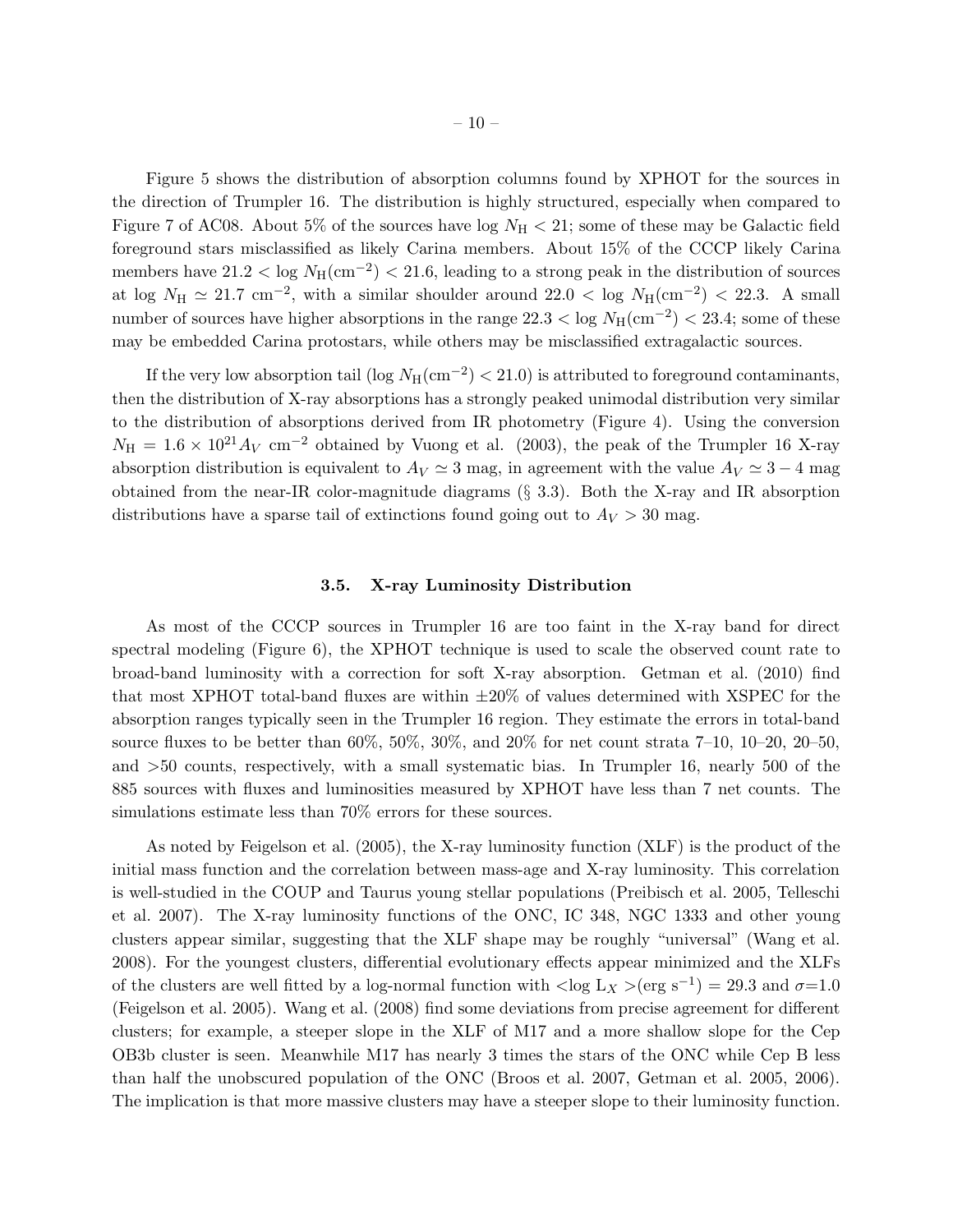Figure 5 shows the distribution of absorption columns found by XPHOT for the sources in the direction of Trumpler 16. The distribution is highly structured, especially when compared to Figure 7 of AC08. About 5% of the sources have $\log N_{\rm H} < 21$; some of these may be Galactic field foreground stars misclassified as likely Carina members. About 15% of the CCCP likely Carina members have $21.2 < \log N_{\rm H}({\rm cm}^{-2}) < 21.6$, leading to a strong peak in the distribution of sources at $\log N_{\rm H} \simeq 21.7$ cm$^{-2}$, with a similar shoulder around $22.0 < \log N_{\rm H}({\rm cm}^{-2}) < 22.3$. A small number of sources have higher absorptions in the range $22.3 < \log N_{\rm H}({\rm cm}^{-2}) < 23.4$; some of these may be embedded Carina protostars, while others may be misclassified extragalactic sources.

If the very low absorption tail ($\log N_{\rm H}({\rm cm}^{-2}) < 21.0$) is attributed to foreground contaminants, then the distribution of X-ray absorptions has a strongly peaked unimodal distribution very similar to the distribution of absorptions derived from IR photometry (Figure 4). Using the conversion $N_{\rm H} = 1.6 \times 10^{21} A_V$ cm$^{-2}$ obtained by Vuong et al. (2003), the peak of the Trumpler 16 X-ray absorption distribution is equivalent to $A_V \simeq 3$ mag, in agreement with the value $A_V \simeq 3-4$ mag obtained from the near-IR color-magnitude diagrams (§ 3.3). Both the X-ray and IR absorption distributions have a sparse tail of extinctions found going out to $A_V > 30$ mag.

### 3.5. X-ray Luminosity Distribution

As most of the CCCP sources in Trumpler 16 are too faint in the X-ray band for direct spectral modeling (Figure 6), the XPHOT technique is used to scale the observed count rate to broad-band luminosity with a correction for soft X-ray absorption. Getman et al. (2010) find that most XPHOT total-band fluxes are within ±20% of values determined with XSPEC for the absorption ranges typically seen in the Trumpler 16 region. They estimate the errors in total-band source fluxes to be better than 60%, 50%, 30%, and 20% for net count strata 7–10, 10–20, 20–50, and >50 counts, respectively, with a small systematic bias. In Trumpler 16, nearly 500 of the 885 sources with fluxes and luminosities measured by XPHOT have less than 7 net counts. The simulations estimate less than 70% errors for these sources.

As noted by Feigelson et al. (2005), the X-ray luminosity function (XLF) is the product of the initial mass function and the correlation between mass-age and X-ray luminosity. This correlation is well-studied in the COUP and Taurus young stellar populations (Preibisch et al. 2005, Telleschi et al. 2007). The X-ray luminosity functions of the ONC, IC 348, NGC 1333 and other young clusters appear similar, suggesting that the XLF shape may be roughly "universal" (Wang et al. 2008). For the youngest clusters, differential evolutionary effects appear minimized and the XLFs of the clusters are well fitted by a log-normal function with $<\log L_X>({\rm erg\ s}^{-1}) = 29.3$ and $\sigma$=1.0 (Feigelson et al. 2005). Wang et al. (2008) find some deviations from precise agreement for different clusters; for example, a steeper slope in the XLF of M17 and a more shallow slope for the Cep OB3b cluster is seen. Meanwhile M17 has nearly 3 times the stars of the ONC while Cep B less than half the unobscured population of the ONC (Broos et al. 2007, Getman et al. 2005, 2006). The implication is that more massive clusters may have a steeper slope to their luminosity function.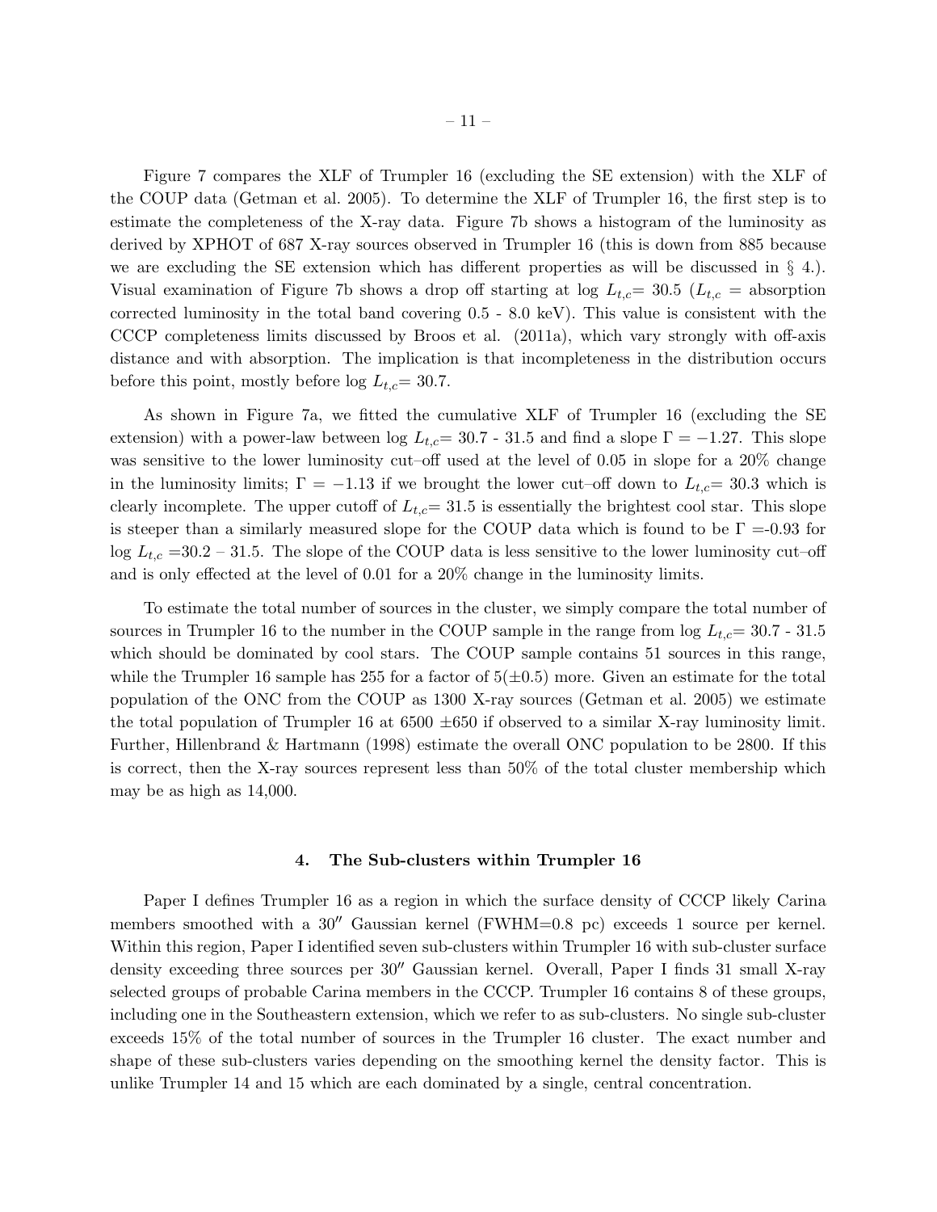Figure 7 compares the XLF of Trumpler 16 (excluding the SE extension) with the XLF of the COUP data (Getman et al. 2005). To determine the XLF of Trumpler 16, the first step is to estimate the completeness of the X-ray data. Figure 7b shows a histogram of the luminosity as derived by XPHOT of 687 X-ray sources observed in Trumpler 16 (this is down from 885 because we are excluding the SE extension which has different properties as will be discussed in § 4.). Visual examination of Figure 7b shows a drop off starting at log $L_{t,c}$= 30.5 ($L_{t,c}$ = absorption corrected luminosity in the total band covering 0.5 - 8.0 keV). This value is consistent with the CCCP completeness limits discussed by Broos et al. (2011a), which vary strongly with off-axis distance and with absorption. The implication is that incompleteness in the distribution occurs before this point, mostly before log $L_{t,c}$= 30.7.

As shown in Figure 7a, we fitted the cumulative XLF of Trumpler 16 (excluding the SE extension) with a power-law between log $L_{t,c}$= 30.7 - 31.5 and find a slope $\Gamma = -1.27$. This slope was sensitive to the lower luminosity cut–off used at the level of 0.05 in slope for a 20% change in the luminosity limits; $\Gamma = -1.13$ if we brought the lower cut–off down to $L_{t,c}$= 30.3 which is clearly incomplete. The upper cutoff of $L_{t,c}$= 31.5 is essentially the brightest cool star. This slope is steeper than a similarly measured slope for the COUP data which is found to be $\Gamma$ =-0.93 for log $L_{t,c}$ =30.2 – 31.5. The slope of the COUP data is less sensitive to the lower luminosity cut–off and is only effected at the level of 0.01 for a 20% change in the luminosity limits.

To estimate the total number of sources in the cluster, we simply compare the total number of sources in Trumpler 16 to the number in the COUP sample in the range from log $L_{t,c}$= 30.7 - 31.5 which should be dominated by cool stars. The COUP sample contains 51 sources in this range, while the Trumpler 16 sample has 255 for a factor of 5($\pm$0.5) more. Given an estimate for the total population of the ONC from the COUP as 1300 X-ray sources (Getman et al. 2005) we estimate the total population of Trumpler 16 at 6500 $\pm$650 if observed to a similar X-ray luminosity limit. Further, Hillenbrand & Hartmann (1998) estimate the overall ONC population to be 2800. If this is correct, then the X-ray sources represent less than 50% of the total cluster membership which may be as high as 14,000.

## 4. The Sub-clusters within Trumpler 16

Paper I defines Trumpler 16 as a region in which the surface density of CCCP likely Carina members smoothed with a 30″ Gaussian kernel (FWHM=0.8 pc) exceeds 1 source per kernel. Within this region, Paper I identified seven sub-clusters within Trumpler 16 with sub-cluster surface density exceeding three sources per 30″ Gaussian kernel. Overall, Paper I finds 31 small X-ray selected groups of probable Carina members in the CCCP. Trumpler 16 contains 8 of these groups, including one in the Southeastern extension, which we refer to as sub-clusters. No single sub-cluster exceeds 15% of the total number of sources in the Trumpler 16 cluster. The exact number and shape of these sub-clusters varies depending on the smoothing kernel the density factor. This is unlike Trumpler 14 and 15 which are each dominated by a single, central concentration.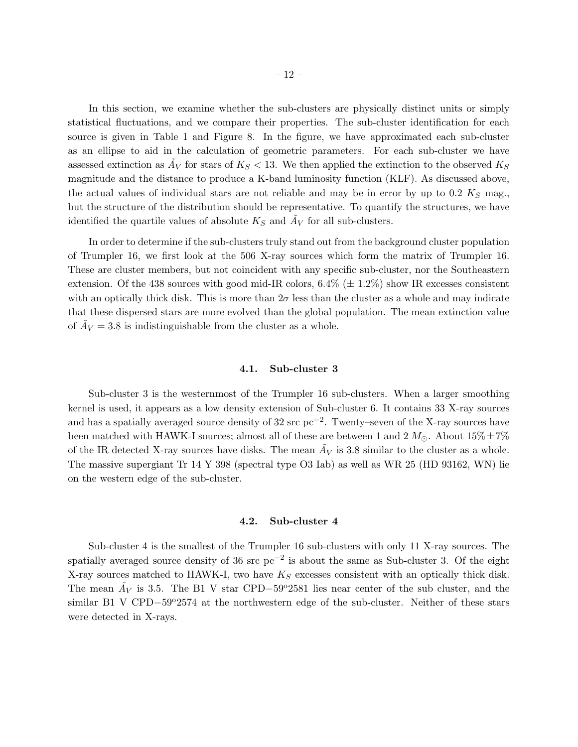In this section, we examine whether the sub-clusters are physically distinct units or simply statistical fluctuations, and we compare their properties. The sub-cluster identification for each source is given in Table 1 and Figure 8. In the figure, we have approximated each sub-cluster as an ellipse to aid in the calculation of geometric parameters. For each sub-cluster we have assessed extinction as $\tilde{A}_V$ for stars of $K_S < 13$. We then applied the extinction to the observed $K_S$ magnitude and the distance to produce a K-band luminosity function (KLF). As discussed above, the actual values of individual stars are not reliable and may be in error by up to 0.2 $K_S$ mag., but the structure of the distribution should be representative. To quantify the structures, we have identified the quartile values of absolute $K_S$ and $\tilde{A}_V$ for all sub-clusters.

In order to determine if the sub-clusters truly stand out from the background cluster population of Trumpler 16, we first look at the 506 X-ray sources which form the matrix of Trumpler 16. These are cluster members, but not coincident with any specific sub-cluster, nor the Southeastern extension. Of the 438 sources with good mid-IR colors, 6.4% ($\pm$ 1.2%) show IR excesses consistent with an optically thick disk. This is more than $2\sigma$ less than the cluster as a whole and may indicate that these dispersed stars are more evolved than the global population. The mean extinction value of $\tilde{A}_V = 3.8$ is indistinguishable from the cluster as a whole.

### 4.1. Sub-cluster 3

Sub-cluster 3 is the westernmost of the Trumpler 16 sub-clusters. When a larger smoothing kernel is used, it appears as a low density extension of Sub-cluster 6. It contains 33 X-ray sources and has a spatially averaged source density of 32 src pc$^{-2}$. Twenty–seven of the X-ray sources have been matched with HAWK-I sources; almost all of these are between 1 and 2 $M_\odot$. About $15\% \pm 7\%$ of the IR detected X-ray sources have disks. The mean $\tilde{A}_V$ is 3.8 similar to the cluster as a whole. The massive supergiant Tr 14 Y 398 (spectral type O3 Iab) as well as WR 25 (HD 93162, WN) lie on the western edge of the sub-cluster.

### 4.2. Sub-cluster 4

Sub-cluster 4 is the smallest of the Trumpler 16 sub-clusters with only 11 X-ray sources. The spatially averaged source density of 36 src pc$^{-2}$ is about the same as Sub-cluster 3. Of the eight X-ray sources matched to HAWK-I, two have $K_S$ excesses consistent with an optically thick disk. The mean $\tilde{A}_V$ is 3.5. The B1 V star CPD$-59^{\circ}$2581 lies near center of the sub cluster, and the similar B1 V CPD$-59^{\circ}$2574 at the northwestern edge of the sub-cluster. Neither of these stars were detected in X-rays.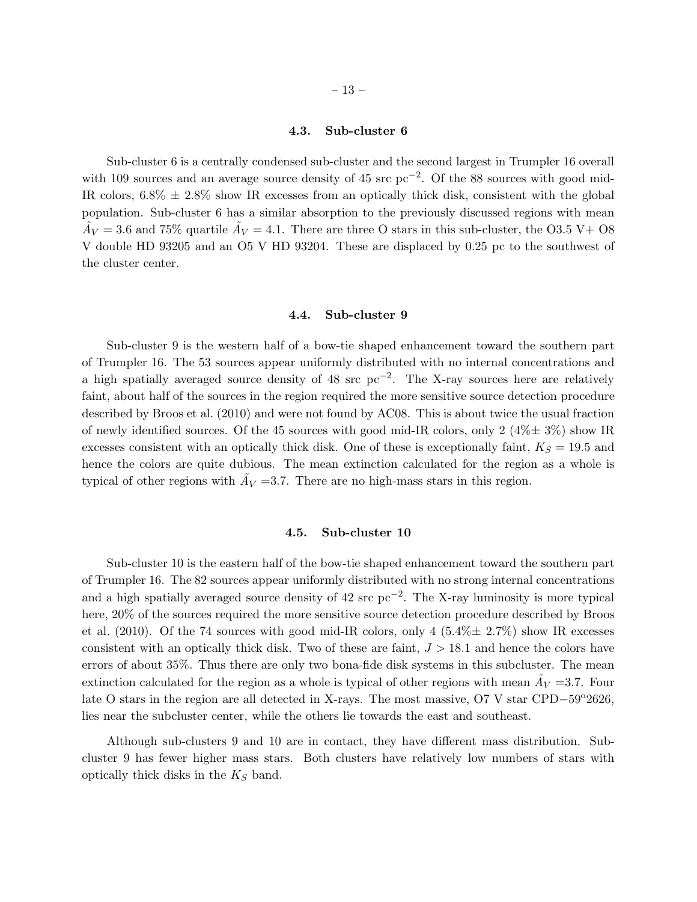### 4.3. Sub-cluster 6

Sub-cluster 6 is a centrally condensed sub-cluster and the second largest in Trumpler 16 overall with 109 sources and an average source density of 45 src pc$^{-2}$. Of the 88 sources with good mid-IR colors, 6.8% $\pm$ 2.8% show IR excesses from an optically thick disk, consistent with the global population. Sub-cluster 6 has a similar absorption to the previously discussed regions with mean $\tilde{A}_V = 3.6$ and 75% quartile $\tilde{A}_V = 4.1$. There are three O stars in this sub-cluster, the O3.5 V+ O8 V double HD 93205 and an O5 V HD 93204. These are displaced by 0.25 pc to the southwest of the cluster center.

### 4.4. Sub-cluster 9

Sub-cluster 9 is the western half of a bow-tie shaped enhancement toward the southern part of Trumpler 16. The 53 sources appear uniformly distributed with no internal concentrations and a high spatially averaged source density of 48 src pc$^{-2}$. The X-ray sources here are relatively faint, about half of the sources in the region required the more sensitive source detection procedure described by Broos et al. (2010) and were not found by AC08. This is about twice the usual fraction of newly identified sources. Of the 45 sources with good mid-IR colors, only 2 (4%$\pm$ 3%) show IR excesses consistent with an optically thick disk. One of these is exceptionally faint, $K_S = 19.5$ and hence the colors are quite dubious. The mean extinction calculated for the region as a whole is typical of other regions with $\tilde{A}_V$ =3.7. There are no high-mass stars in this region.

### 4.5. Sub-cluster 10

Sub-cluster 10 is the eastern half of the bow-tie shaped enhancement toward the southern part of Trumpler 16. The 82 sources appear uniformly distributed with no strong internal concentrations and a high spatially averaged source density of 42 src pc$^{-2}$. The X-ray luminosity is more typical here, 20% of the sources required the more sensitive source detection procedure described by Broos et al. (2010). Of the 74 sources with good mid-IR colors, only 4 (5.4%$\pm$ 2.7%) show IR excesses consistent with an optically thick disk. Two of these are faint, $J > 18.1$ and hence the colors have errors of about 35%. Thus there are only two bona-fide disk systems in this subcluster. The mean extinction calculated for the region as a whole is typical of other regions with mean $\tilde{A}_V$ =3.7. Four late O stars in the region are all detected in X-rays. The most massive, O7 V star CPD$-59^{\rm o}$2626, lies near the subcluster center, while the others lie towards the east and southeast.

Although sub-clusters 9 and 10 are in contact, they have different mass distribution. Sub-cluster 9 has fewer higher mass stars. Both clusters have relatively low numbers of stars with optically thick disks in the $K_S$ band.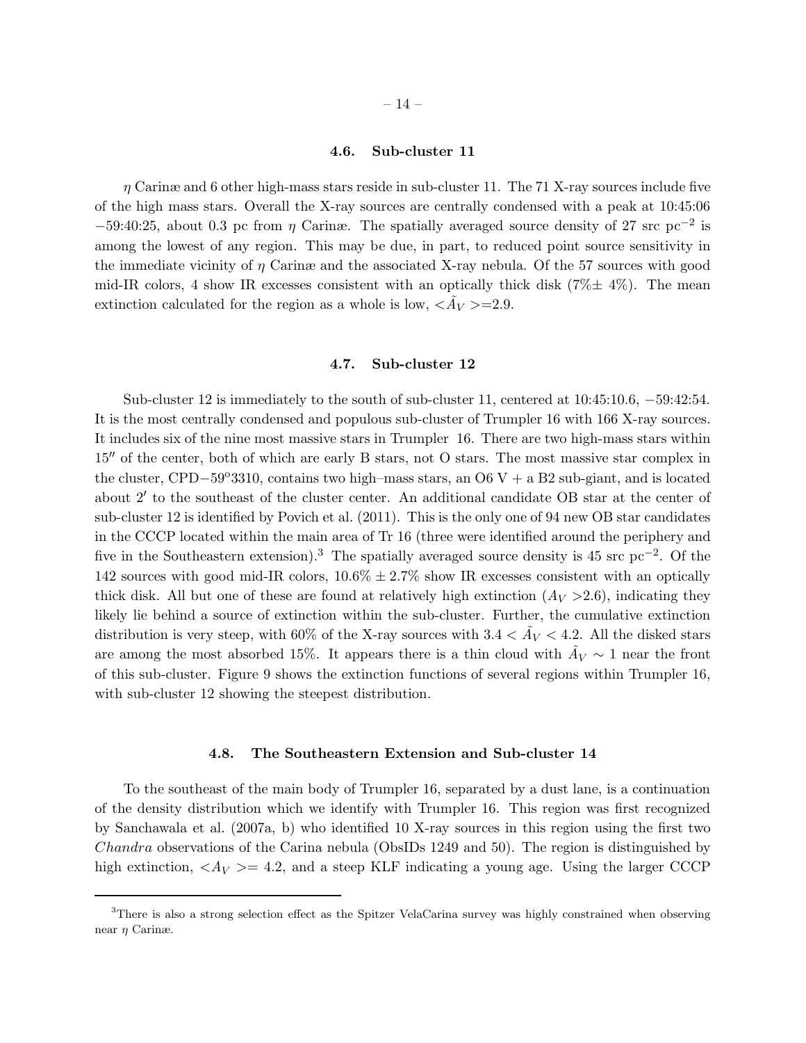### 4.6. Sub-cluster 11

$\eta$ Carinæ and 6 other high-mass stars reside in sub-cluster 11. The 71 X-ray sources include five of the high mass stars. Overall the X-ray sources are centrally condensed with a peak at 10:45:06 −59:40:25, about 0.3 pc from $\eta$ Carinæ. The spatially averaged source density of 27 src pc$^{-2}$ is among the lowest of any region. This may be due, in part, to reduced point source sensitivity in the immediate vicinity of $\eta$ Carinæ and the associated X-ray nebula. Of the 57 sources with good mid-IR colors, 4 show IR excesses consistent with an optically thick disk (7%$\pm$ 4%). The mean extinction calculated for the region as a whole is low, $<\tilde{A}_V>$=2.9.

### 4.7. Sub-cluster 12

Sub-cluster 12 is immediately to the south of sub-cluster 11, centered at 10:45:10.6, −59:42:54. It is the most centrally condensed and populous sub-cluster of Trumpler 16 with 166 X-ray sources. It includes six of the nine most massive stars in Trumpler 16. There are two high-mass stars within 15″ of the center, both of which are early B stars, not O stars. The most massive star complex in the cluster, CPD−59°3310, contains two high–mass stars, an O6 V + a B2 sub-giant, and is located about 2′ to the southeast of the cluster center. An additional candidate OB star at the center of sub-cluster 12 is identified by Povich et al. (2011). This is the only one of 94 new OB star candidates in the CCCP located within the main area of Tr 16 (three were identified around the periphery and five in the Southeastern extension).[3] The spatially averaged source density is 45 src pc$^{-2}$. Of the 142 sources with good mid-IR colors, 10.6% $\pm$ 2.7% show IR excesses consistent with an optically thick disk. All but one of these are found at relatively high extinction ($A_V$ >2.6), indicating they likely lie behind a source of extinction within the sub-cluster. Further, the cumulative extinction distribution is very steep, with 60% of the X-ray sources with $3.4 < \tilde{A}_V < 4.2$. All the disked stars are among the most absorbed 15%. It appears there is a thin cloud with $\tilde{A}_V \sim 1$ near the front of this sub-cluster. Figure 9 shows the extinction functions of several regions within Trumpler 16, with sub-cluster 12 showing the steepest distribution.

### 4.8. The Southeastern Extension and Sub-cluster 14

To the southeast of the main body of Trumpler 16, separated by a dust lane, is a continuation of the density distribution which we identify with Trumpler 16. This region was first recognized by Sanchawala et al. (2007a, b) who identified 10 X-ray sources in this region using the first two *Chandra* observations of the Carina nebula (ObsIDs 1249 and 50). The region is distinguished by high extinction, $<A_V>$= 4.2, and a steep KLF indicating a young age. Using the larger CCCP

[3] There is also a strong selection effect as the Spitzer VelaCarina survey was highly constrained when observing near $\eta$ Carinæ.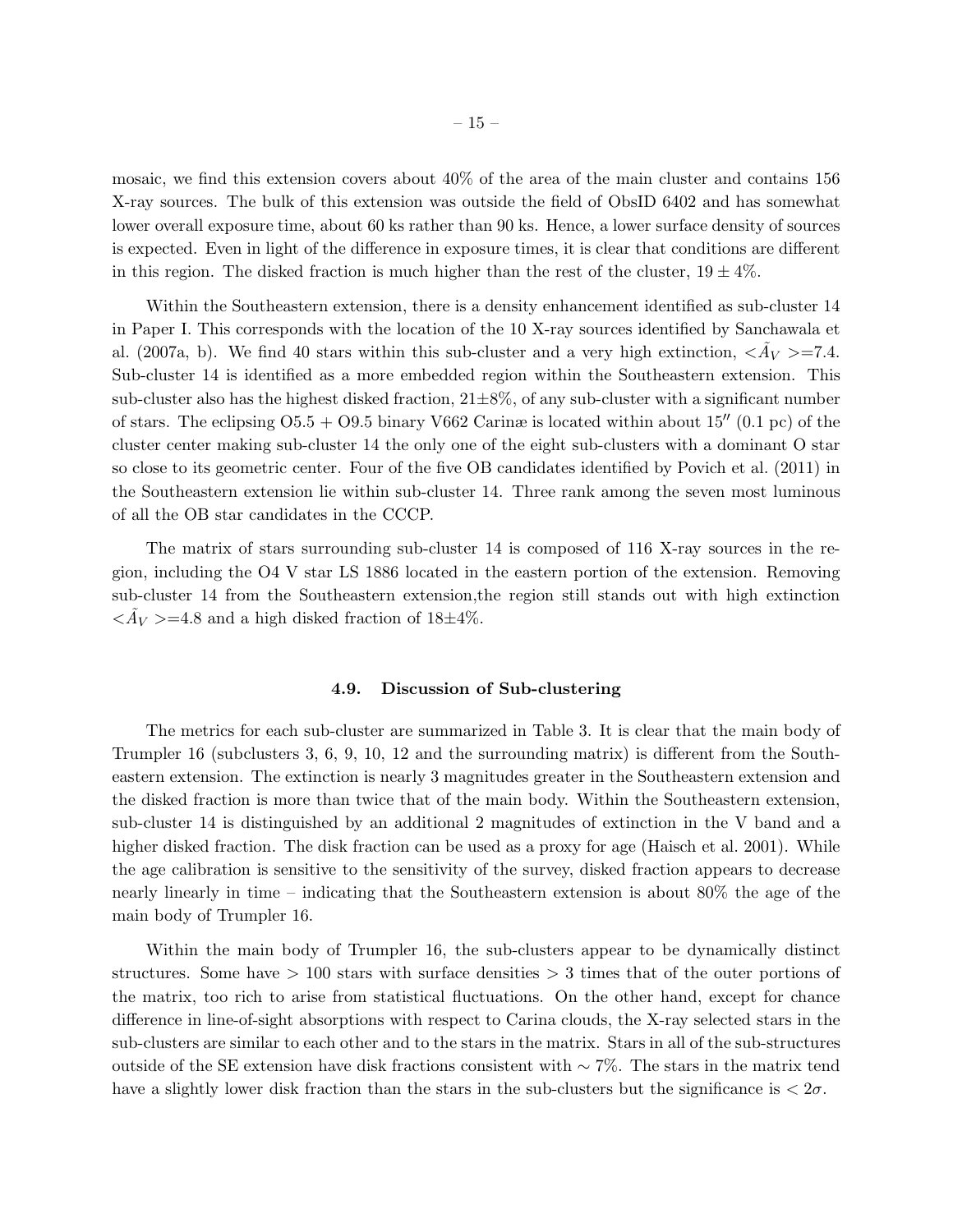mosaic, we find this extension covers about 40% of the area of the main cluster and contains 156 X-ray sources. The bulk of this extension was outside the field of ObsID 6402 and has somewhat lower overall exposure time, about 60 ks rather than 90 ks. Hence, a lower surface density of sources is expected. Even in light of the difference in exposure times, it is clear that conditions are different in this region. The disked fraction is much higher than the rest of the cluster, $19 \pm 4\%$.

Within the Southeastern extension, there is a density enhancement identified as sub-cluster 14 in Paper I. This corresponds with the location of the 10 X-ray sources identified by Sanchawala et al. (2007a, b). We find 40 stars within this sub-cluster and a very high extinction, $<\tilde{A}_V>$=7.4. Sub-cluster 14 is identified as a more embedded region within the Southeastern extension. This sub-cluster also has the highest disked fraction, 21±8%, of any sub-cluster with a significant number of stars. The eclipsing O5.5 + O9.5 binary V662 Carinæ is located within about 15″ (0.1 pc) of the cluster center making sub-cluster 14 the only one of the eight sub-clusters with a dominant O star so close to its geometric center. Four of the five OB candidates identified by Povich et al. (2011) in the Southeastern extension lie within sub-cluster 14. Three rank among the seven most luminous of all the OB star candidates in the CCCP.

The matrix of stars surrounding sub-cluster 14 is composed of 116 X-ray sources in the region, including the O4 V star LS 1886 located in the eastern portion of the extension. Removing sub-cluster 14 from the Southeastern extension,the region still stands out with high extinction $<\tilde{A}_V>$=4.8 and a high disked fraction of 18±4%.

### 4.9. Discussion of Sub-clustering

The metrics for each sub-cluster are summarized in Table 3. It is clear that the main body of Trumpler 16 (subclusters 3, 6, 9, 10, 12 and the surrounding matrix) is different from the Southeastern extension. The extinction is nearly 3 magnitudes greater in the Southeastern extension and the disked fraction is more than twice that of the main body. Within the Southeastern extension, sub-cluster 14 is distinguished by an additional 2 magnitudes of extinction in the V band and a higher disked fraction. The disk fraction can be used as a proxy for age (Haisch et al. 2001). While the age calibration is sensitive to the sensitivity of the survey, disked fraction appears to decrease nearly linearly in time – indicating that the Southeastern extension is about 80% the age of the main body of Trumpler 16.

Within the main body of Trumpler 16, the sub-clusters appear to be dynamically distinct structures. Some have $> 100$ stars with surface densities $> 3$ times that of the outer portions of the matrix, too rich to arise from statistical fluctuations. On the other hand, except for chance difference in line-of-sight absorptions with respect to Carina clouds, the X-ray selected stars in the sub-clusters are similar to each other and to the stars in the matrix. Stars in all of the sub-structures outside of the SE extension have disk fractions consistent with $\sim 7\%$. The stars in the matrix tend have a slightly lower disk fraction than the stars in the sub-clusters but the significance is $< 2\sigma$.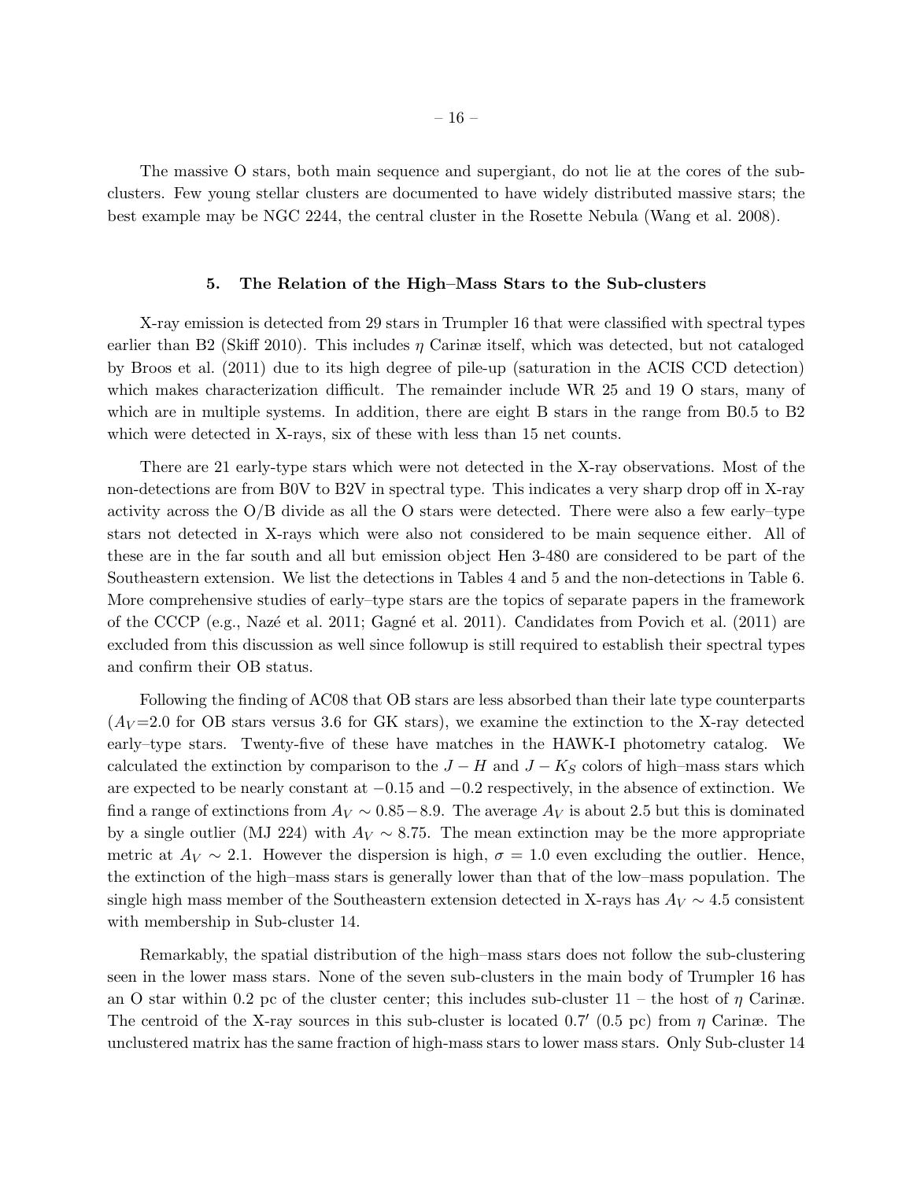The massive O stars, both main sequence and supergiant, do not lie at the cores of the sub-clusters. Few young stellar clusters are documented to have widely distributed massive stars; the best example may be NGC 2244, the central cluster in the Rosette Nebula (Wang et al. 2008).

## 5. The Relation of the High–Mass Stars to the Sub-clusters

X-ray emission is detected from 29 stars in Trumpler 16 that were classified with spectral types earlier than B2 (Skiff 2010). This includes $\eta$ Carinæ itself, which was detected, but not cataloged by Broos et al. (2011) due to its high degree of pile-up (saturation in the ACIS CCD detection) which makes characterization difficult. The remainder include WR 25 and 19 O stars, many of which are in multiple systems. In addition, there are eight B stars in the range from B0.5 to B2 which were detected in X-rays, six of these with less than 15 net counts.

There are 21 early-type stars which were not detected in the X-ray observations. Most of the non-detections are from B0V to B2V in spectral type. This indicates a very sharp drop off in X-ray activity across the O/B divide as all the O stars were detected. There were also a few early–type stars not detected in X-rays which were also not considered to be main sequence either. All of these are in the far south and all but emission object Hen 3-480 are considered to be part of the Southeastern extension. We list the detections in Tables 4 and 5 and the non-detections in Table 6. More comprehensive studies of early–type stars are the topics of separate papers in the framework of the CCCP (e.g., Nazé et al. 2011; Gagné et al. 2011). Candidates from Povich et al. (2011) are excluded from this discussion as well since followup is still required to establish their spectral types and confirm their OB status.

Following the finding of AC08 that OB stars are less absorbed than their late type counterparts ($A_V$=2.0 for OB stars versus 3.6 for GK stars), we examine the extinction to the X-ray detected early–type stars. Twenty-five of these have matches in the HAWK-I photometry catalog. We calculated the extinction by comparison to the $J-H$ and $J-K_S$ colors of high–mass stars which are expected to be nearly constant at $-0.15$ and $-0.2$ respectively, in the absence of extinction. We find a range of extinctions from $A_V \sim 0.85-8.9$. The average $A_V$ is about 2.5 but this is dominated by a single outlier (MJ 224) with $A_V \sim 8.75$. The mean extinction may be the more appropriate metric at $A_V \sim 2.1$. However the dispersion is high, $\sigma = 1.0$ even excluding the outlier. Hence, the extinction of the high–mass stars is generally lower than that of the low–mass population. The single high mass member of the Southeastern extension detected in X-rays has $A_V \sim 4.5$ consistent with membership in Sub-cluster 14.

Remarkably, the spatial distribution of the high–mass stars does not follow the sub-clustering seen in the lower mass stars. None of the seven sub-clusters in the main body of Trumpler 16 has an O star within 0.2 pc of the cluster center; this includes sub-cluster 11 – the host of $\eta$ Carinæ. The centroid of the X-ray sources in this sub-cluster is located $0.7'$ (0.5 pc) from $\eta$ Carinæ. The unclustered matrix has the same fraction of high-mass stars to lower mass stars. Only Sub-cluster 14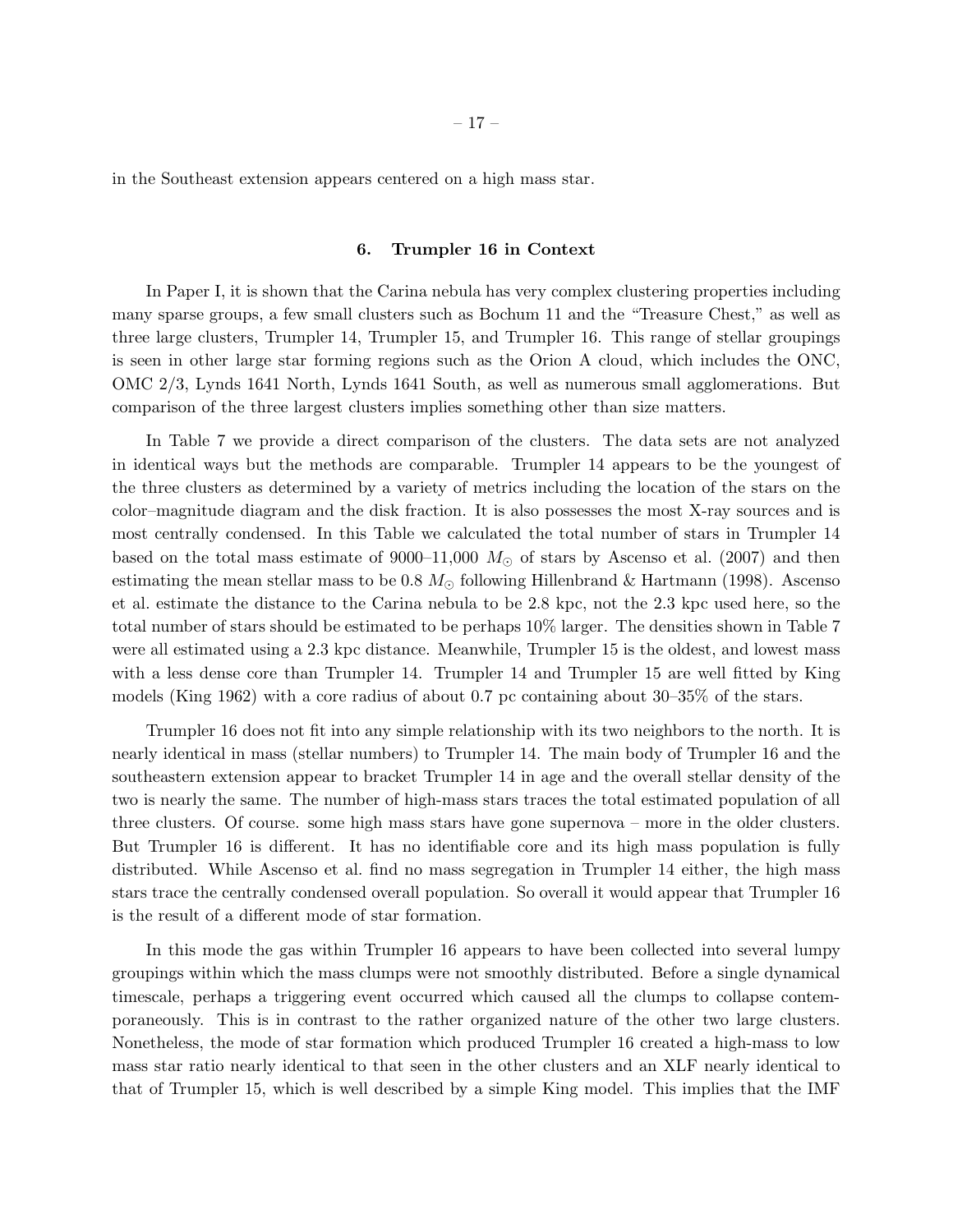in the Southeast extension appears centered on a high mass star.

## 6. Trumpler 16 in Context

In Paper I, it is shown that the Carina nebula has very complex clustering properties including many sparse groups, a few small clusters such as Bochum 11 and the "Treasure Chest," as well as three large clusters, Trumpler 14, Trumpler 15, and Trumpler 16. This range of stellar groupings is seen in other large star forming regions such as the Orion A cloud, which includes the ONC, OMC 2/3, Lynds 1641 North, Lynds 1641 South, as well as numerous small agglomerations. But comparison of the three largest clusters implies something other than size matters.

In Table 7 we provide a direct comparison of the clusters. The data sets are not analyzed in identical ways but the methods are comparable. Trumpler 14 appears to be the youngest of the three clusters as determined by a variety of metrics including the location of the stars on the color–magnitude diagram and the disk fraction. It is also possesses the most X-ray sources and is most centrally condensed. In this Table we calculated the total number of stars in Trumpler 14 based on the total mass estimate of 9000–11,000 $M_{\odot}$ of stars by Ascenso et al. (2007) and then estimating the mean stellar mass to be 0.8 $M_{\odot}$ following Hillenbrand & Hartmann (1998). Ascenso et al. estimate the distance to the Carina nebula to be 2.8 kpc, not the 2.3 kpc used here, so the total number of stars should be estimated to be perhaps 10% larger. The densities shown in Table 7 were all estimated using a 2.3 kpc distance. Meanwhile, Trumpler 15 is the oldest, and lowest mass with a less dense core than Trumpler 14. Trumpler 14 and Trumpler 15 are well fitted by King models (King 1962) with a core radius of about 0.7 pc containing about 30–35% of the stars.

Trumpler 16 does not fit into any simple relationship with its two neighbors to the north. It is nearly identical in mass (stellar numbers) to Trumpler 14. The main body of Trumpler 16 and the southeastern extension appear to bracket Trumpler 14 in age and the overall stellar density of the two is nearly the same. The number of high-mass stars traces the total estimated population of all three clusters. Of course. some high mass stars have gone supernova – more in the older clusters. But Trumpler 16 is different. It has no identifiable core and its high mass population is fully distributed. While Ascenso et al. find no mass segregation in Trumpler 14 either, the high mass stars trace the centrally condensed overall population. So overall it would appear that Trumpler 16 is the result of a different mode of star formation.

In this mode the gas within Trumpler 16 appears to have been collected into several lumpy groupings within which the mass clumps were not smoothly distributed. Before a single dynamical timescale, perhaps a triggering event occurred which caused all the clumps to collapse contemporaneously. This is in contrast to the rather organized nature of the other two large clusters. Nonetheless, the mode of star formation which produced Trumpler 16 created a high-mass to low mass star ratio nearly identical to that seen in the other clusters and an XLF nearly identical to that of Trumpler 15, which is well described by a simple King model. This implies that the IMF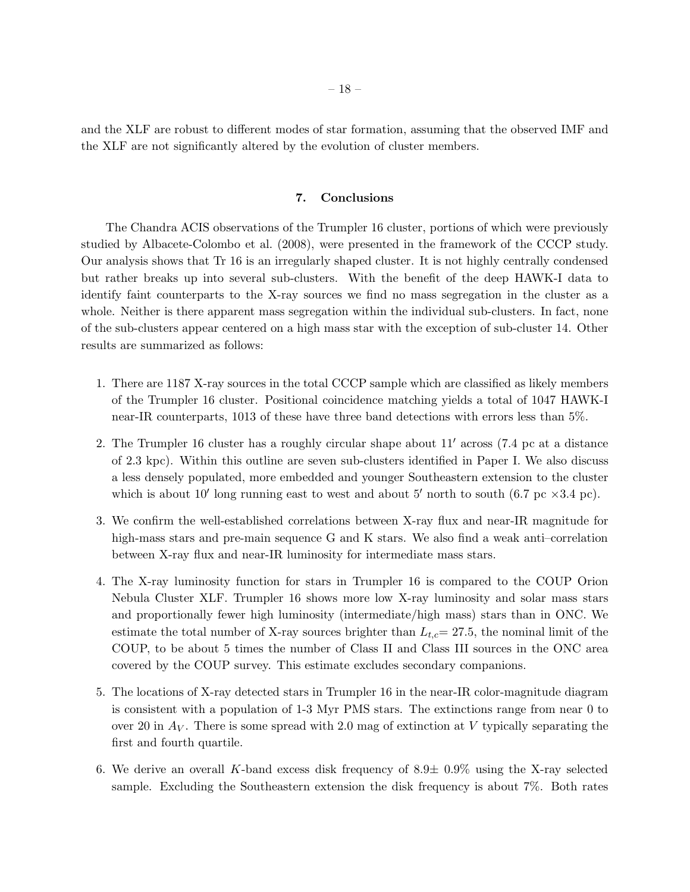and the XLF are robust to different modes of star formation, assuming that the observed IMF and the XLF are not significantly altered by the evolution of cluster members.

## 7. Conclusions

The Chandra ACIS observations of the Trumpler 16 cluster, portions of which were previously studied by Albacete-Colombo et al. (2008), were presented in the framework of the CCCP study. Our analysis shows that Tr 16 is an irregularly shaped cluster. It is not highly centrally condensed but rather breaks up into several sub-clusters. With the benefit of the deep HAWK-I data to identify faint counterparts to the X-ray sources we find no mass segregation in the cluster as a whole. Neither is there apparent mass segregation within the individual sub-clusters. In fact, none of the sub-clusters appear centered on a high mass star with the exception of sub-cluster 14. Other results are summarized as follows:

1. There are 1187 X-ray sources in the total CCCP sample which are classified as likely members of the Trumpler 16 cluster. Positional coincidence matching yields a total of 1047 HAWK-I near-IR counterparts, 1013 of these have three band detections with errors less than 5%.
2. The Trumpler 16 cluster has a roughly circular shape about $11'$ across (7.4 pc at a distance of 2.3 kpc). Within this outline are seven sub-clusters identified in Paper I. We also discuss a less densely populated, more embedded and younger Southeastern extension to the cluster which is about $10'$ long running east to west and about $5'$ north to south (6.7 pc $\times$3.4 pc).
3. We confirm the well-established correlations between X-ray flux and near-IR magnitude for high-mass stars and pre-main sequence G and K stars. We also find a weak anti–correlation between X-ray flux and near-IR luminosity for intermediate mass stars.
4. The X-ray luminosity function for stars in Trumpler 16 is compared to the COUP Orion Nebula Cluster XLF. Trumpler 16 shows more low X-ray luminosity and solar mass stars and proportionally fewer high luminosity (intermediate/high mass) stars than in ONC. We estimate the total number of X-ray sources brighter than $L_{t,c}$= 27.5, the nominal limit of the COUP, to be about 5 times the number of Class II and Class III sources in the ONC area covered by the COUP survey. This estimate excludes secondary companions.
5. The locations of X-ray detected stars in Trumpler 16 in the near-IR color-magnitude diagram is consistent with a population of 1-3 Myr PMS stars. The extinctions range from near 0 to over 20 in $A_V$. There is some spread with 2.0 mag of extinction at $V$ typically separating the first and fourth quartile.
6. We derive an overall $K$-band excess disk frequency of 8.9$\pm$ 0.9% using the X-ray selected sample. Excluding the Southeastern extension the disk frequency is about 7%. Both rates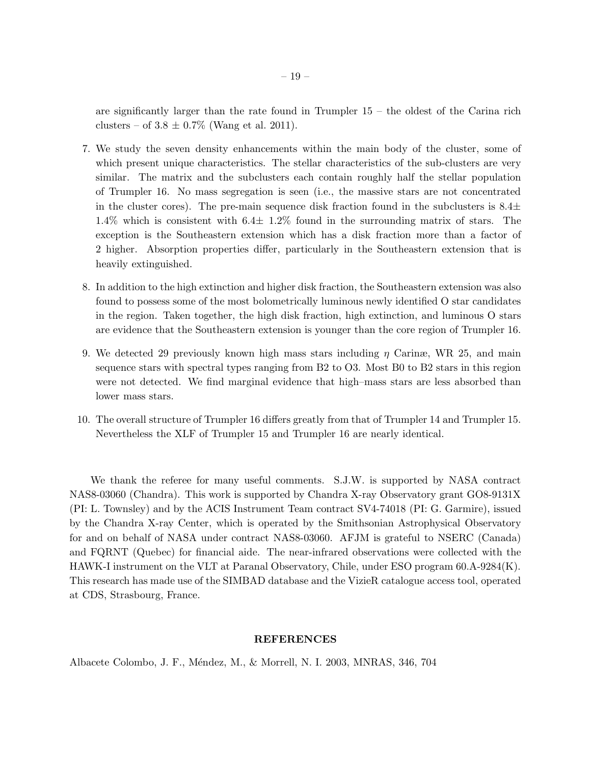are significantly larger than the rate found in Trumpler 15 – the oldest of the Carina rich clusters – of 3.8 ± 0.7% (Wang et al. 2011).

7. We study the seven density enhancements within the main body of the cluster, some of which present unique characteristics. The stellar characteristics of the sub-clusters are very similar. The matrix and the subclusters each contain roughly half the stellar population of Trumpler 16. No mass segregation is seen (i.e., the massive stars are not concentrated in the cluster cores). The pre-main sequence disk fraction found in the subclusters is 8.4± 1.4% which is consistent with 6.4± 1.2% found in the surrounding matrix of stars. The exception is the Southeastern extension which has a disk fraction more than a factor of 2 higher. Absorption properties differ, particularly in the Southeastern extension that is heavily extinguished.

8. In addition to the high extinction and higher disk fraction, the Southeastern extension was also found to possess some of the most bolometrically luminous newly identified O star candidates in the region. Taken together, the high disk fraction, high extinction, and luminous O stars are evidence that the Southeastern extension is younger than the core region of Trumpler 16.

9. We detected 29 previously known high mass stars including $\eta$ Carinæ, WR 25, and main sequence stars with spectral types ranging from B2 to O3. Most B0 to B2 stars in this region were not detected. We find marginal evidence that high–mass stars are less absorbed than lower mass stars.

10. The overall structure of Trumpler 16 differs greatly from that of Trumpler 14 and Trumpler 15. Nevertheless the XLF of Trumpler 15 and Trumpler 16 are nearly identical.

We thank the referee for many useful comments. S.J.W. is supported by NASA contract NAS8-03060 (Chandra). This work is supported by Chandra X-ray Observatory grant GO8-9131X (PI: L. Townsley) and by the ACIS Instrument Team contract SV4-74018 (PI: G. Garmire), issued by the Chandra X-ray Center, which is operated by the Smithsonian Astrophysical Observatory for and on behalf of NASA under contract NAS8-03060. AFJM is grateful to NSERC (Canada) and FQRNT (Quebec) for financial aide. The near-infrared observations were collected with the HAWK-I instrument on the VLT at Paranal Observatory, Chile, under ESO program 60.A-9284(K). This research has made use of the SIMBAD database and the VizieR catalogue access tool, operated at CDS, Strasbourg, France.

## REFERENCES

Albacete Colombo, J. F., Méndez, M., & Morrell, N. I. 2003, MNRAS, 346, 704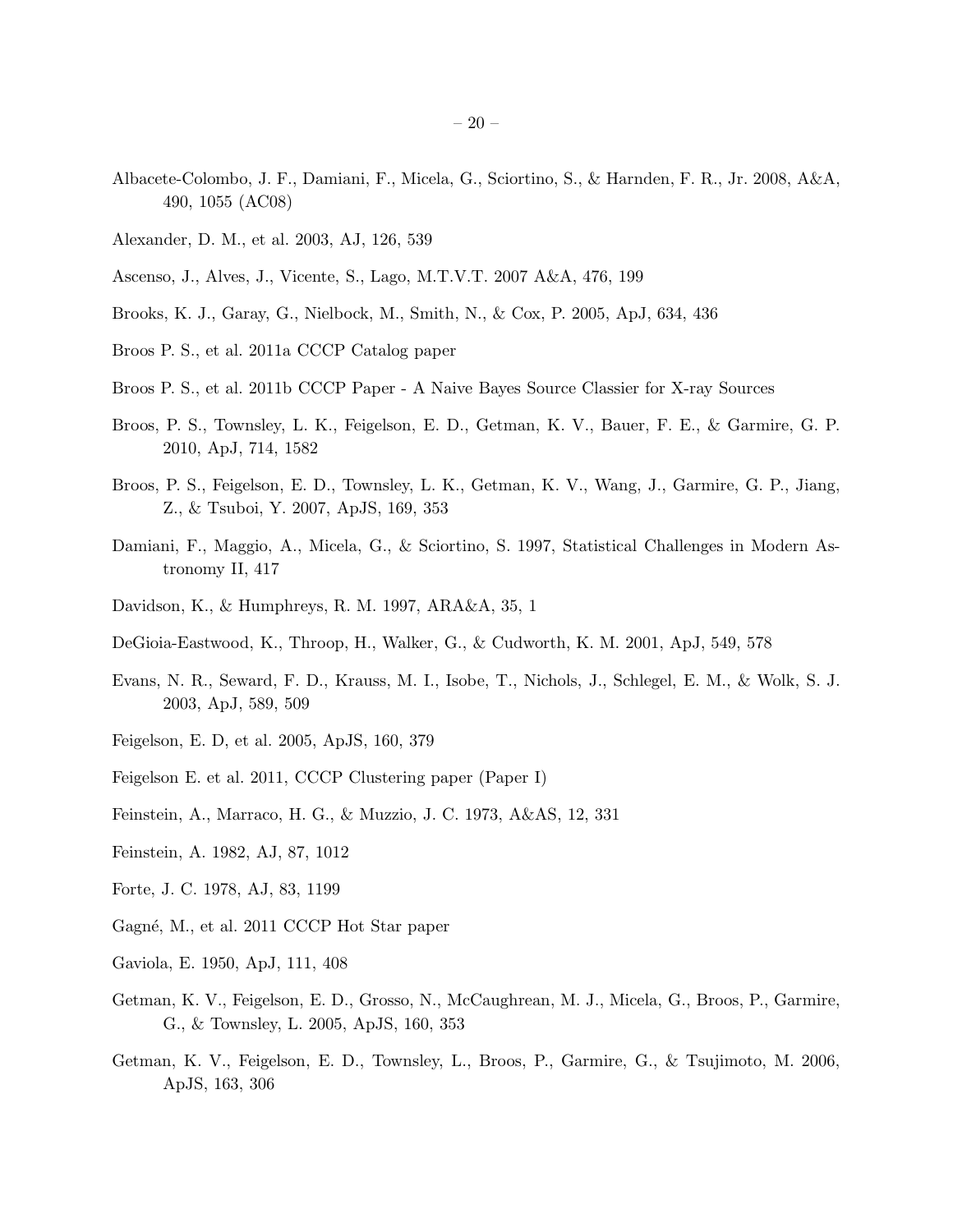Albacete-Colombo, J. F., Damiani, F., Micela, G., Sciortino, S., & Harnden, F. R., Jr. 2008, A&A, 490, 1055 (AC08)

Alexander, D. M., et al. 2003, AJ, 126, 539

Ascenso, J., Alves, J., Vicente, S., Lago, M.T.V.T. 2007 A&A, 476, 199

Brooks, K. J., Garay, G., Nielbock, M., Smith, N., & Cox, P. 2005, ApJ, 634, 436

Broos P. S., et al. 2011a CCCP Catalog paper

Broos P. S., et al. 2011b CCCP Paper - A Naive Bayes Source Classier for X-ray Sources

Broos, P. S., Townsley, L. K., Feigelson, E. D., Getman, K. V., Bauer, F. E., & Garmire, G. P. 2010, ApJ, 714, 1582

Broos, P. S., Feigelson, E. D., Townsley, L. K., Getman, K. V., Wang, J., Garmire, G. P., Jiang, Z., & Tsuboi, Y. 2007, ApJS, 169, 353

Damiani, F., Maggio, A., Micela, G., & Sciortino, S. 1997, Statistical Challenges in Modern Astronomy II, 417

Davidson, K., & Humphreys, R. M. 1997, ARA&A, 35, 1

DeGioia-Eastwood, K., Throop, H., Walker, G., & Cudworth, K. M. 2001, ApJ, 549, 578

Evans, N. R., Seward, F. D., Krauss, M. I., Isobe, T., Nichols, J., Schlegel, E. M., & Wolk, S. J. 2003, ApJ, 589, 509

Feigelson, E. D, et al. 2005, ApJS, 160, 379

Feigelson E. et al. 2011, CCCP Clustering paper (Paper I)

Feinstein, A., Marraco, H. G., & Muzzio, J. C. 1973, A&AS, 12, 331

Feinstein, A. 1982, AJ, 87, 1012

Forte, J. C. 1978, AJ, 83, 1199

Gagné, M., et al. 2011 CCCP Hot Star paper

Gaviola, E. 1950, ApJ, 111, 408

Getman, K. V., Feigelson, E. D., Grosso, N., McCaughrean, M. J., Micela, G., Broos, P., Garmire, G., & Townsley, L. 2005, ApJS, 160, 353

Getman, K. V., Feigelson, E. D., Townsley, L., Broos, P., Garmire, G., & Tsujimoto, M. 2006, ApJS, 163, 306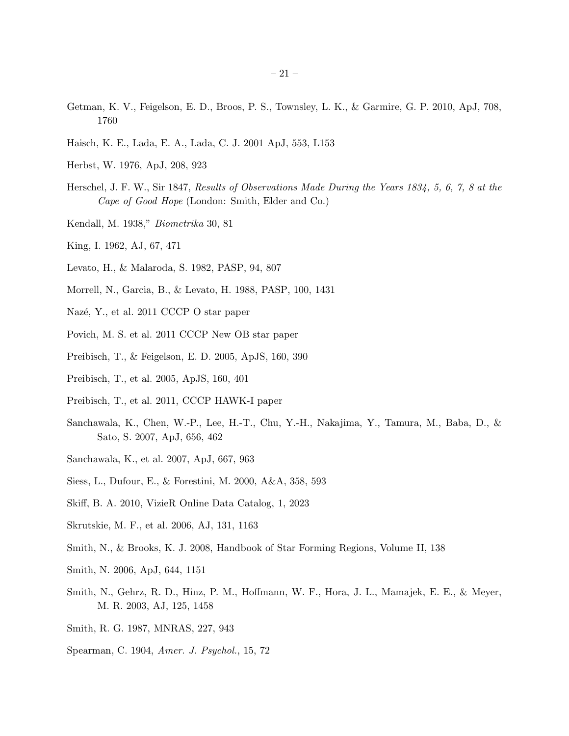Getman, K. V., Feigelson, E. D., Broos, P. S., Townsley, L. K., & Garmire, G. P. 2010, ApJ, 708, 1760

Haisch, K. E., Lada, E. A., Lada, C. J. 2001 ApJ, 553, L153

Herbst, W. 1976, ApJ, 208, 923

Herschel, J. F. W., Sir 1847, *Results of Observations Made During the Years 1834, 5, 6, 7, 8 at the Cape of Good Hope* (London: Smith, Elder and Co.)

Kendall, M. 1938," *Biometrika* 30, 81

King, I. 1962, AJ, 67, 471

Levato, H., & Malaroda, S. 1982, PASP, 94, 807

Morrell, N., Garcia, B., & Levato, H. 1988, PASP, 100, 1431

Nazé, Y., et al. 2011 CCCP O star paper

Povich, M. S. et al. 2011 CCCP New OB star paper

Preibisch, T., & Feigelson, E. D. 2005, ApJS, 160, 390

Preibisch, T., et al. 2005, ApJS, 160, 401

Preibisch, T., et al. 2011, CCCP HAWK-I paper

Sanchawala, K., Chen, W.-P., Lee, H.-T., Chu, Y.-H., Nakajima, Y., Tamura, M., Baba, D., & Sato, S. 2007, ApJ, 656, 462

Sanchawala, K., et al. 2007, ApJ, 667, 963

Siess, L., Dufour, E., & Forestini, M. 2000, A&A, 358, 593

Skiff, B. A. 2010, VizieR Online Data Catalog, 1, 2023

Skrutskie, M. F., et al. 2006, AJ, 131, 1163

Smith, N., & Brooks, K. J. 2008, Handbook of Star Forming Regions, Volume II, 138

Smith, N. 2006, ApJ, 644, 1151

Smith, N., Gehrz, R. D., Hinz, P. M., Hoffmann, W. F., Hora, J. L., Mamajek, E. E., & Meyer, M. R. 2003, AJ, 125, 1458

Smith, R. G. 1987, MNRAS, 227, 943

Spearman, C. 1904, *Amer. J. Psychol.*, 15, 72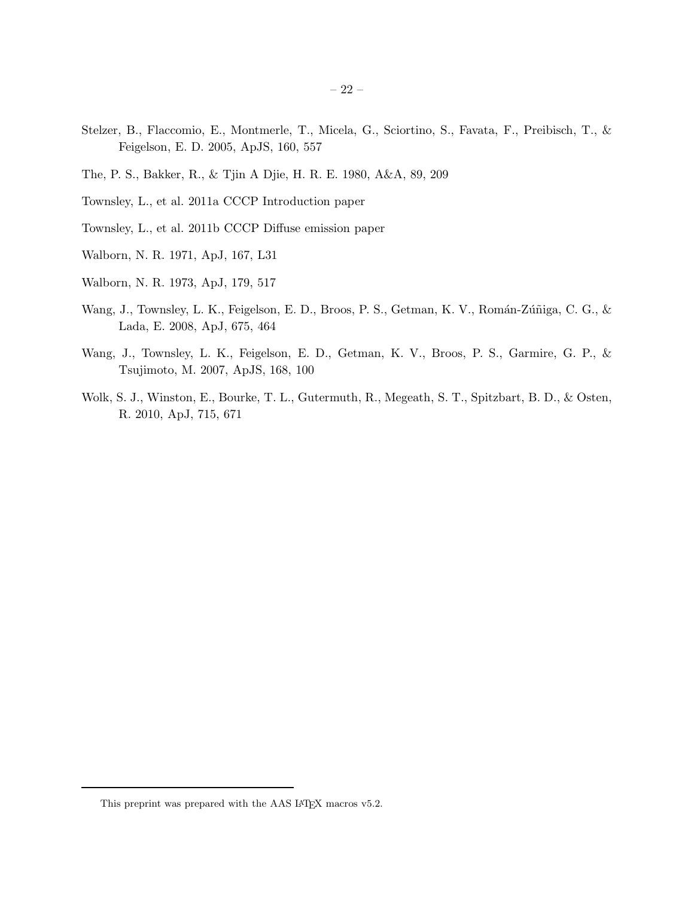Stelzer, B., Flaccomio, E., Montmerle, T., Micela, G., Sciortino, S., Favata, F., Preibisch, T., & Feigelson, E. D. 2005, ApJS, 160, 557

The, P. S., Bakker, R., & Tjin A Djie, H. R. E. 1980, A&A, 89, 209

Townsley, L., et al. 2011a CCCP Introduction paper

Townsley, L., et al. 2011b CCCP Diffuse emission paper

Walborn, N. R. 1971, ApJ, 167, L31

Walborn, N. R. 1973, ApJ, 179, 517

Wang, J., Townsley, L. K., Feigelson, E. D., Broos, P. S., Getman, K. V., Román-Zúñiga, C. G., & Lada, E. 2008, ApJ, 675, 464

Wang, J., Townsley, L. K., Feigelson, E. D., Getman, K. V., Broos, P. S., Garmire, G. P., & Tsujimoto, M. 2007, ApJS, 168, 100

Wolk, S. J., Winston, E., Bourke, T. L., Gutermuth, R., Megeath, S. T., Spitzbart, B. D., & Osten, R. 2010, ApJ, 715, 671

This preprint was prepared with the AAS LaTeX macros v5.2.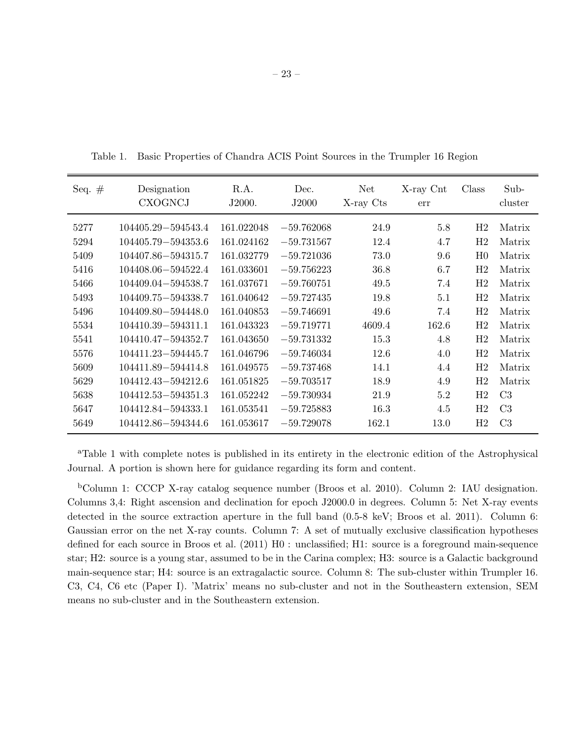Table 1. Basic Properties of Chandra ACIS Point Sources in the Trumpler 16 Region

| Seq. # | Designation CXOGNCJ | R.A. J2000. | Dec. J2000 | Net X-ray Cts | X-ray Cnt err | Class | Sub-cluster |
|---|---|---|---|---|---|---|---|
| 5277 | 104405.29−594543.4 | 161.022048 | −59.762068 | 24.9 | 5.8 | H2 | Matrix |
| 5294 | 104405.79−594353.6 | 161.024162 | −59.731567 | 12.4 | 4.7 | H2 | Matrix |
| 5409 | 104407.86−594315.7 | 161.032779 | −59.721036 | 73.0 | 9.6 | H0 | Matrix |
| 5416 | 104408.06−594522.4 | 161.033601 | −59.756223 | 36.8 | 6.7 | H2 | Matrix |
| 5466 | 104409.04−594538.7 | 161.037671 | −59.760751 | 49.5 | 7.4 | H2 | Matrix |
| 5493 | 104409.75−594338.7 | 161.040642 | −59.727435 | 19.8 | 5.1 | H2 | Matrix |
| 5496 | 104409.80−594448.0 | 161.040853 | −59.746691 | 49.6 | 7.4 | H2 | Matrix |
| 5534 | 104410.39−594311.1 | 161.043323 | −59.719771 | 4609.4 | 162.6 | H2 | Matrix |
| 5541 | 104410.47−594352.7 | 161.043650 | −59.731332 | 15.3 | 4.8 | H2 | Matrix |
| 5576 | 104411.23−594445.7 | 161.046796 | −59.746034 | 12.6 | 4.0 | H2 | Matrix |
| 5609 | 104411.89−594414.8 | 161.049575 | −59.737468 | 14.1 | 4.4 | H2 | Matrix |
| 5629 | 104412.43−594212.6 | 161.051825 | −59.703517 | 18.9 | 4.9 | H2 | Matrix |
| 5638 | 104412.53−594351.3 | 161.052242 | −59.730934 | 21.9 | 5.2 | H2 | C3 |
| 5647 | 104412.84−594333.1 | 161.053541 | −59.725883 | 16.3 | 4.5 | H2 | C3 |
| 5649 | 104412.86−594344.6 | 161.053617 | −59.729078 | 162.1 | 13.0 | H2 | C3 |

[a]Table 1 with complete notes is published in its entirety in the electronic edition of the Astrophysical Journal. A portion is shown here for guidance regarding its form and content.

[b]Column 1: CCCP X-ray catalog sequence number (Broos et al. 2010). Column 2: IAU designation. Columns 3,4: Right ascension and declination for epoch J2000.0 in degrees. Column 5: Net X-ray events detected in the source extraction aperture in the full band (0.5-8 keV; Broos et al. 2011). Column 6: Gaussian error on the net X-ray counts. Column 7: A set of mutually exclusive classification hypotheses defined for each source in Broos et al. (2011) H0 : unclassified; H1: source is a foreground main-sequence star; H2: source is a young star, assumed to be in the Carina complex; H3: source is a Galactic background main-sequence star; H4: source is an extragalactic source. Column 8: The sub-cluster within Trumpler 16. C3, C4, C6 etc (Paper I). 'Matrix' means no sub-cluster and not in the Southeastern extension, SEM means no sub-cluster and in the Southeastern extension.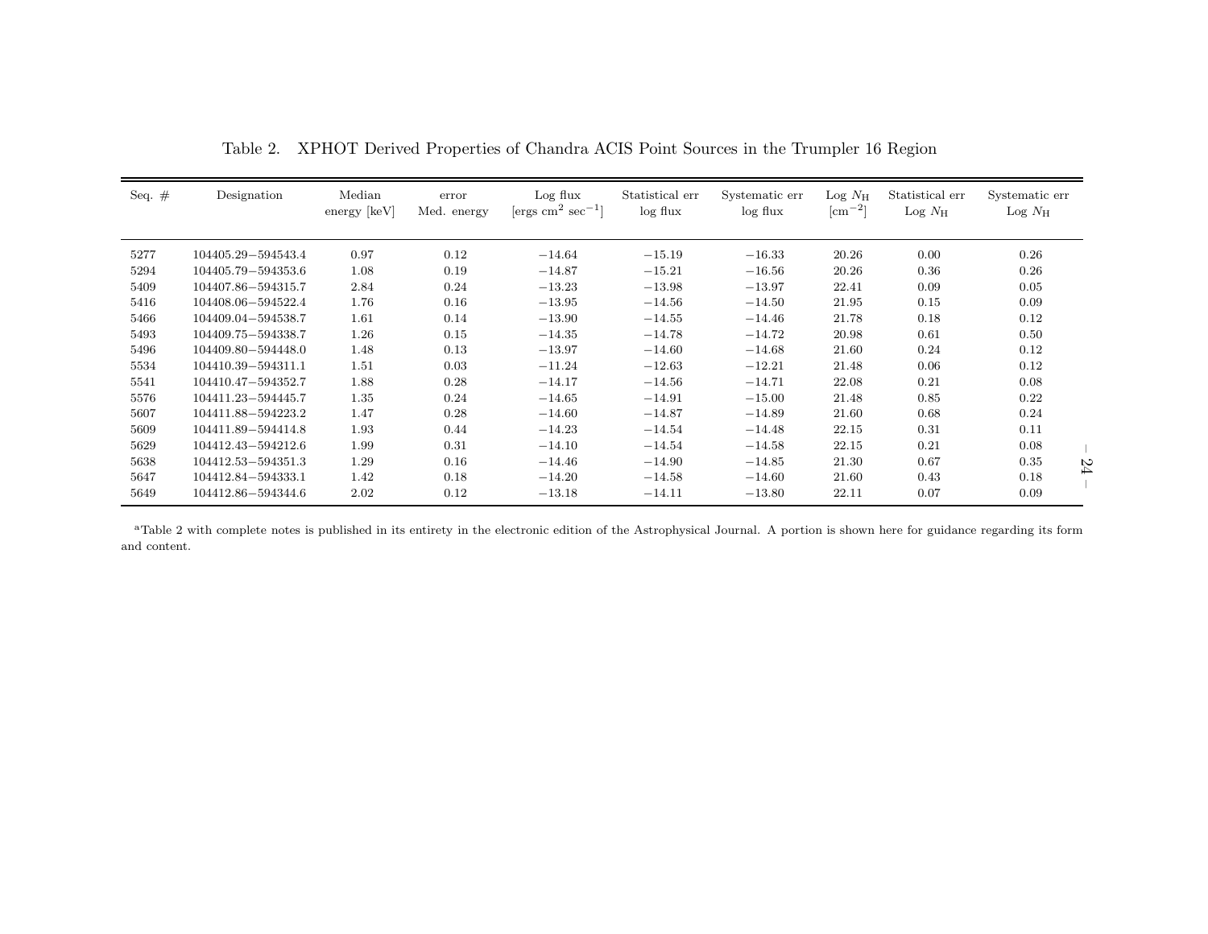Table 2. XPHOT Derived Properties of Chandra ACIS Point Sources in the Trumpler 16 Region

| Seq. # | Designation | Median energy [keV] | error Med. energy | Log flux [ergs cm$^{2}$ sec$^{-1}$] | Statistical err log flux | Systematic err log flux | Log $N_{\rm H}$ [cm$^{-2}$] | Statistical err Log $N_{\rm H}$ | Systematic err Log $N_{\rm H}$ |
|---|---|---|---|---|---|---|---|---|---|
| 5277 | 104405.29−594543.4 | 0.97 | 0.12 | −14.64 | −15.19 | −16.33 | 20.26 | 0.00 | 0.26 |
| 5294 | 104405.79−594353.6 | 1.08 | 0.19 | −14.87 | −15.21 | −16.56 | 20.26 | 0.36 | 0.26 |
| 5409 | 104407.86−594315.7 | 2.84 | 0.24 | −13.23 | −13.98 | −13.97 | 22.41 | 0.09 | 0.05 |
| 5416 | 104408.06−594522.4 | 1.76 | 0.16 | −13.95 | −14.56 | −14.50 | 21.95 | 0.15 | 0.09 |
| 5466 | 104409.04−594538.7 | 1.61 | 0.14 | −13.90 | −14.55 | −14.46 | 21.78 | 0.18 | 0.12 |
| 5493 | 104409.75−594338.7 | 1.26 | 0.15 | −14.35 | −14.78 | −14.72 | 20.98 | 0.61 | 0.50 |
| 5496 | 104409.80−594448.0 | 1.48 | 0.13 | −13.97 | −14.60 | −14.68 | 21.60 | 0.24 | 0.12 |
| 5534 | 104410.39−594311.1 | 1.51 | 0.03 | −11.24 | −12.63 | −12.21 | 21.48 | 0.06 | 0.12 |
| 5541 | 104410.47−594352.7 | 1.88 | 0.28 | −14.17 | −14.56 | −14.71 | 22.08 | 0.21 | 0.08 |
| 5576 | 104411.23−594445.7 | 1.35 | 0.24 | −14.65 | −14.91 | −15.00 | 21.48 | 0.85 | 0.22 |
| 5607 | 104411.88−594223.2 | 1.47 | 0.28 | −14.60 | −14.87 | −14.89 | 21.60 | 0.68 | 0.24 |
| 5609 | 104411.89−594414.8 | 1.93 | 0.44 | −14.23 | −14.54 | −14.48 | 22.15 | 0.31 | 0.11 |
| 5629 | 104412.43−594212.6 | 1.99 | 0.31 | −14.10 | −14.54 | −14.58 | 22.15 | 0.21 | 0.08 |
| 5638 | 104412.53−594351.3 | 1.29 | 0.16 | −14.46 | −14.90 | −14.85 | 21.30 | 0.67 | 0.35 |
| 5647 | 104412.84−594333.1 | 1.42 | 0.18 | −14.20 | −14.58 | −14.60 | 21.60 | 0.43 | 0.18 |
| 5649 | 104412.86−594344.6 | 2.02 | 0.12 | −13.18 | −14.11 | −13.80 | 22.11 | 0.07 | 0.09 |

[a]Table 2 with complete notes is published in its entirety in the electronic edition of the Astrophysical Journal. A portion is shown here for guidance regarding its form and content.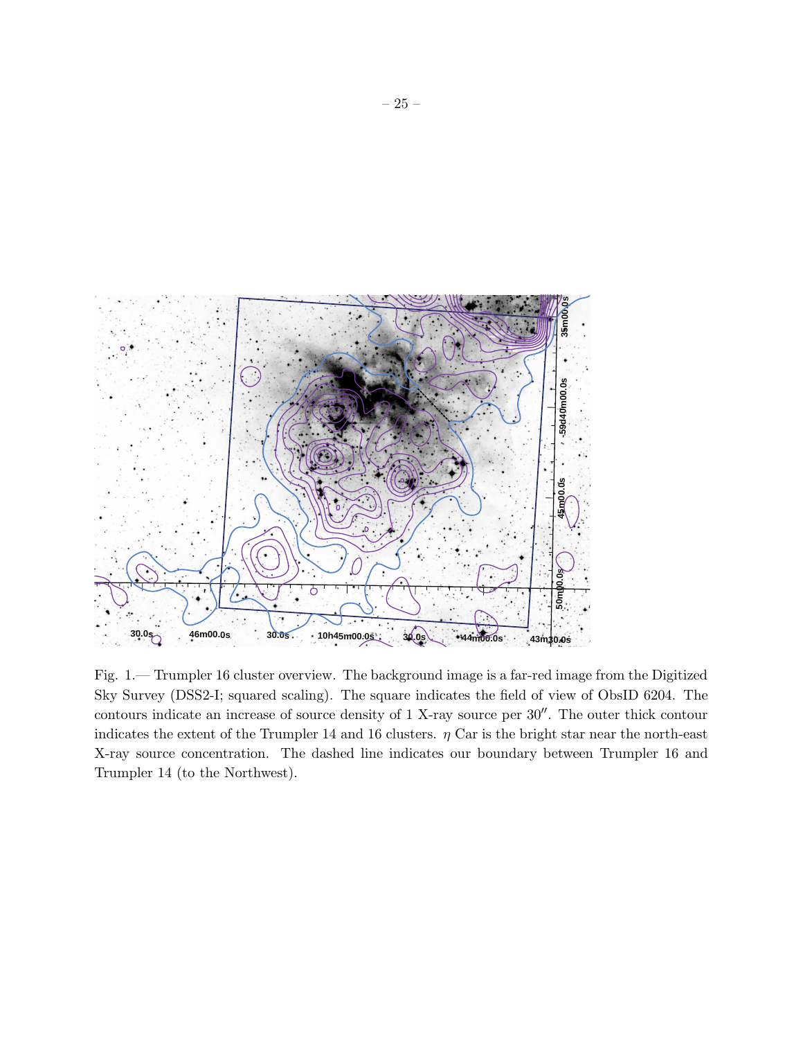Fig. 1.— Trumpler 16 cluster overview. The background image is a far-red image from the Digitized Sky Survey (DSS2-I; squared scaling). The square indicates the field of view of ObsID 6204. The contours indicate an increase of source density of 1 X-ray source per 30″. The outer thick contour indicates the extent of the Trumpler 14 and 16 clusters. $\eta$ Car is the bright star near the north-east X-ray source concentration. The dashed line indicates our boundary between Trumpler 16 and Trumpler 14 (to the Northwest).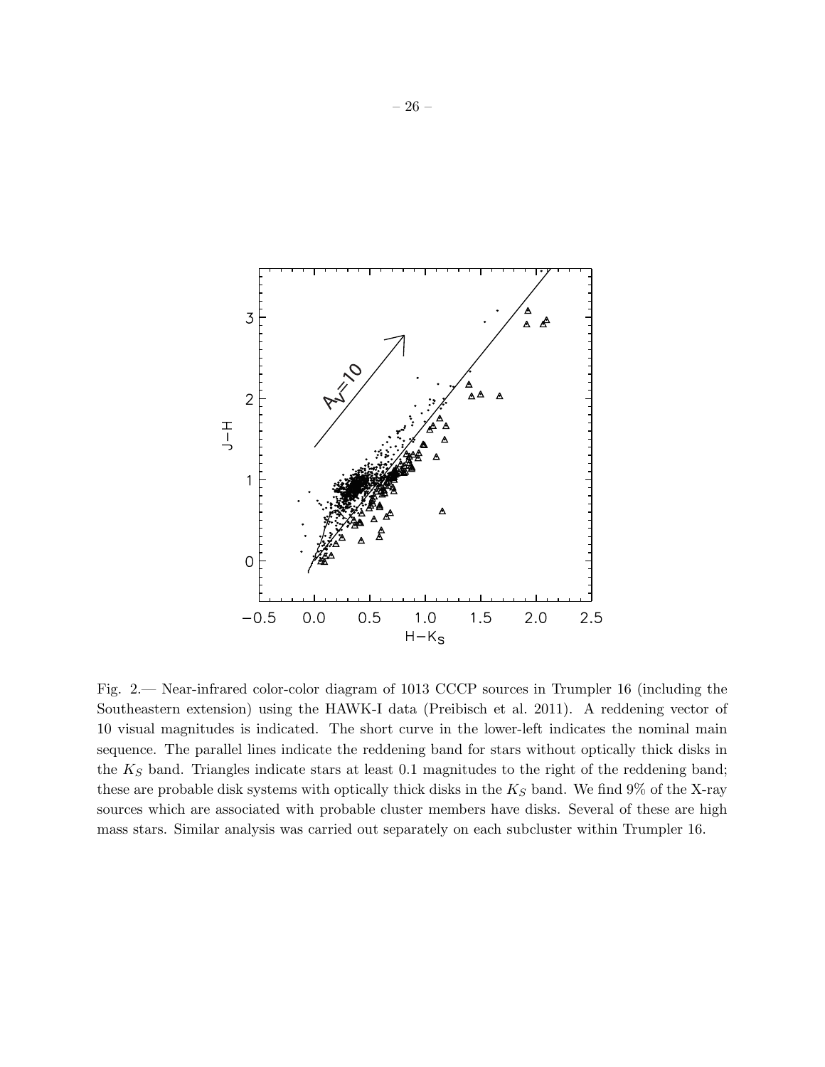Fig. 2.— Near-infrared color-color diagram of 1013 CCCP sources in Trumpler 16 (including the Southeastern extension) using the HAWK-I data (Preibisch et al. 2011). A reddening vector of 10 visual magnitudes is indicated. The short curve in the lower-left indicates the nominal main sequence. The parallel lines indicate the reddening band for stars without optically thick disks in the $K_S$ band. Triangles indicate stars at least 0.1 magnitudes to the right of the reddening band; these are probable disk systems with optically thick disks in the $K_S$ band. We find 9% of the X-ray sources which are associated with probable cluster members have disks. Several of these are high mass stars. Similar analysis was carried out separately on each subcluster within Trumpler 16.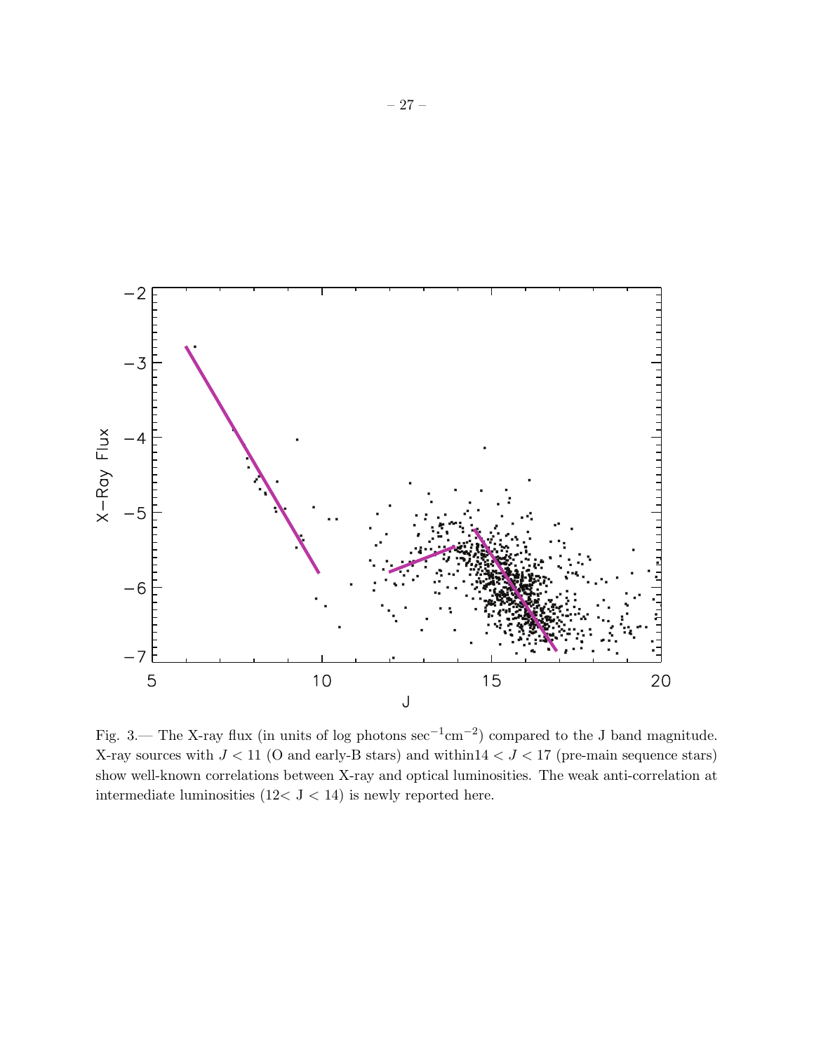Fig. 3.— The X-ray flux (in units of log photons $\sec^{-1}\mathrm{cm}^{-2}$) compared to the J band magnitude. X-ray sources with $J < 11$ (O and early-B stars) and within$14 < J < 17$ (pre-main sequence stars) show well-known correlations between X-ray and optical luminosities. The weak anti-correlation at intermediate luminosities (12< J < 14) is newly reported here.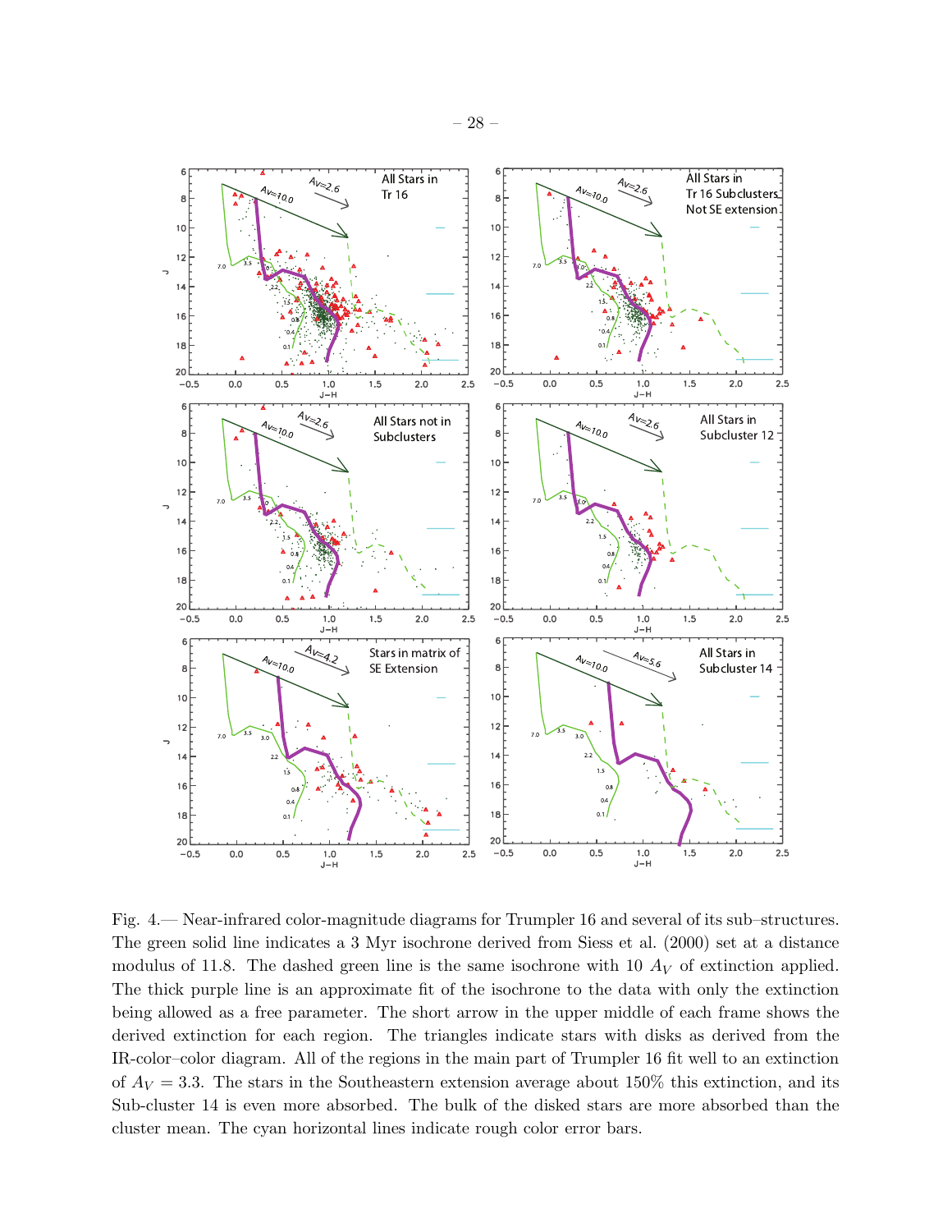Fig. 4.— Near-infrared color-magnitude diagrams for Trumpler 16 and several of its sub–structures. The green solid line indicates a 3 Myr isochrone derived from Siess et al. (2000) set at a distance modulus of 11.8. The dashed green line is the same isochrone with 10 $A_V$ of extinction applied. The thick purple line is an approximate fit of the isochrone to the data with only the extinction being allowed as a free parameter. The short arrow in the upper middle of each frame shows the derived extinction for each region. The triangles indicate stars with disks as derived from the IR-color–color diagram. All of the regions in the main part of Trumpler 16 fit well to an extinction of $A_V = 3.3$. The stars in the Southeastern extension average about 150% this extinction, and its Sub-cluster 14 is even more absorbed. The bulk of the disked stars are more absorbed than the cluster mean. The cyan horizontal lines indicate rough color error bars.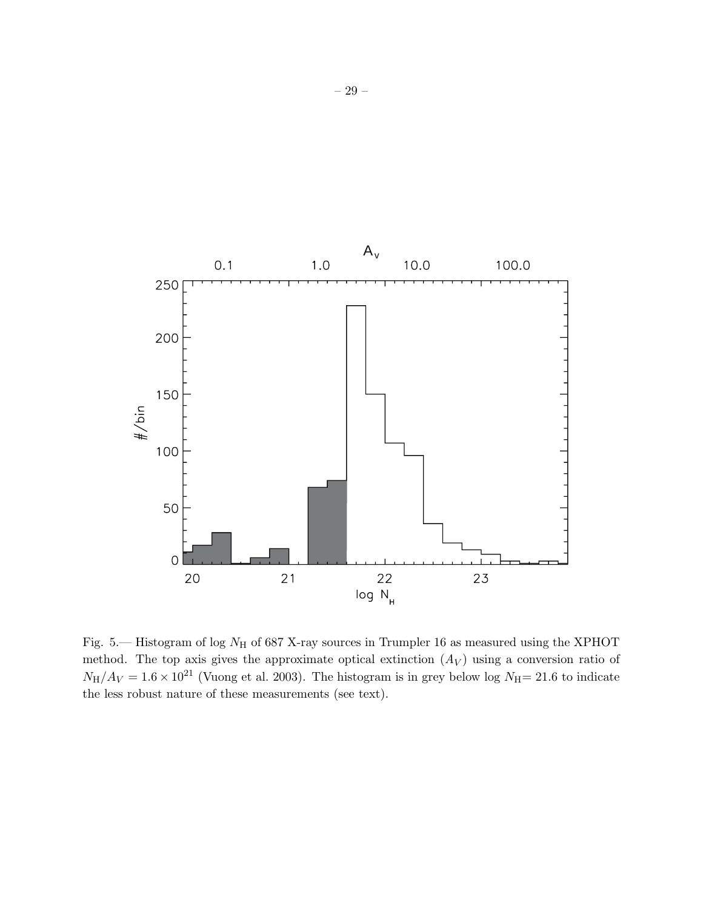Fig. 5.— Histogram of log $N_{\rm H}$ of 687 X-ray sources in Trumpler 16 as measured using the XPHOT method. The top axis gives the approximate optical extinction ($A_V$) using a conversion ratio of $N_{\rm H}/A_V = 1.6 \times 10^{21}$ (Vuong et al. 2003). The histogram is in grey below log $N_{\rm H}$= 21.6 to indicate the less robust nature of these measurements (see text).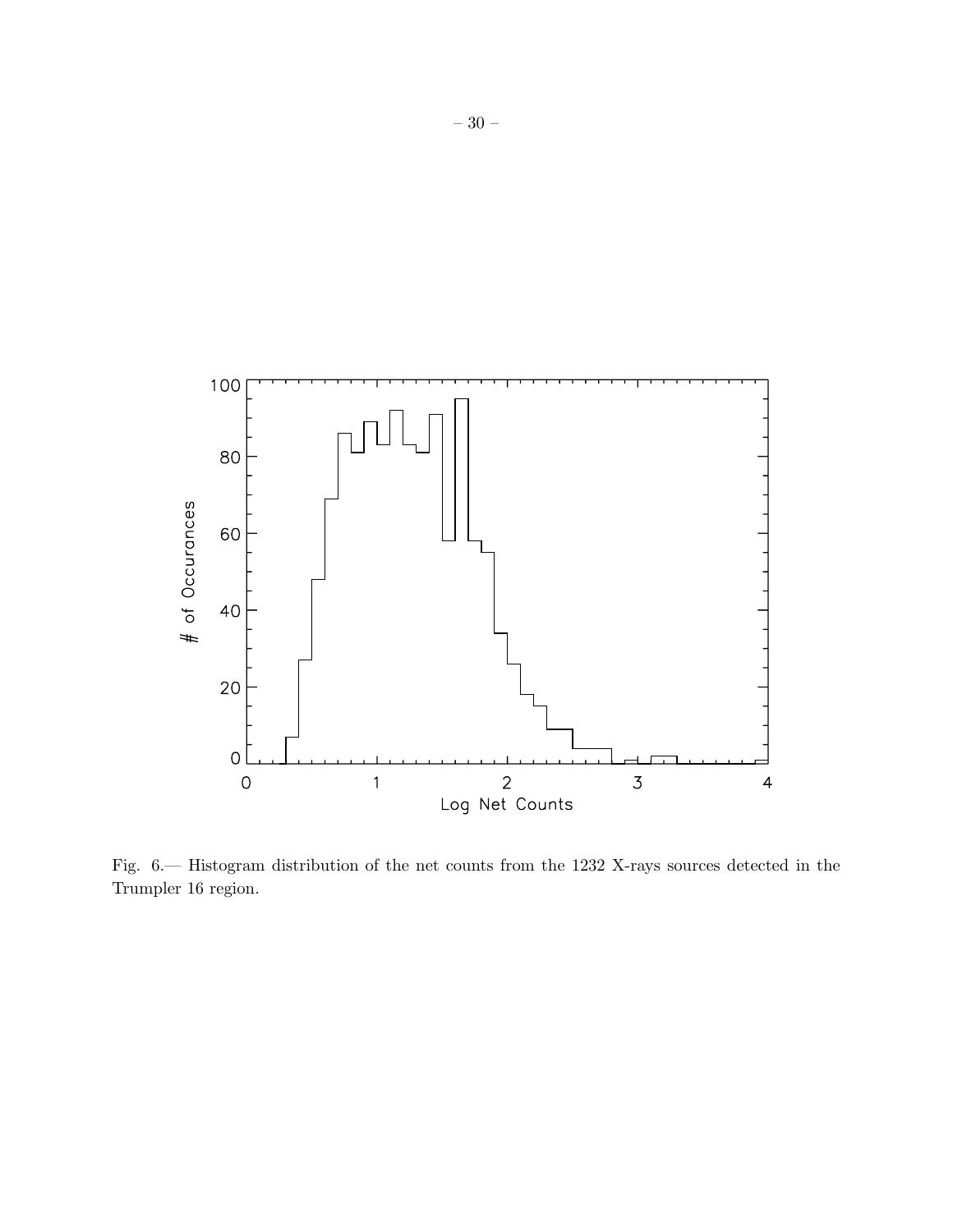Fig. 6.— Histogram distribution of the net counts from the 1232 X-rays sources detected in the Trumpler 16 region.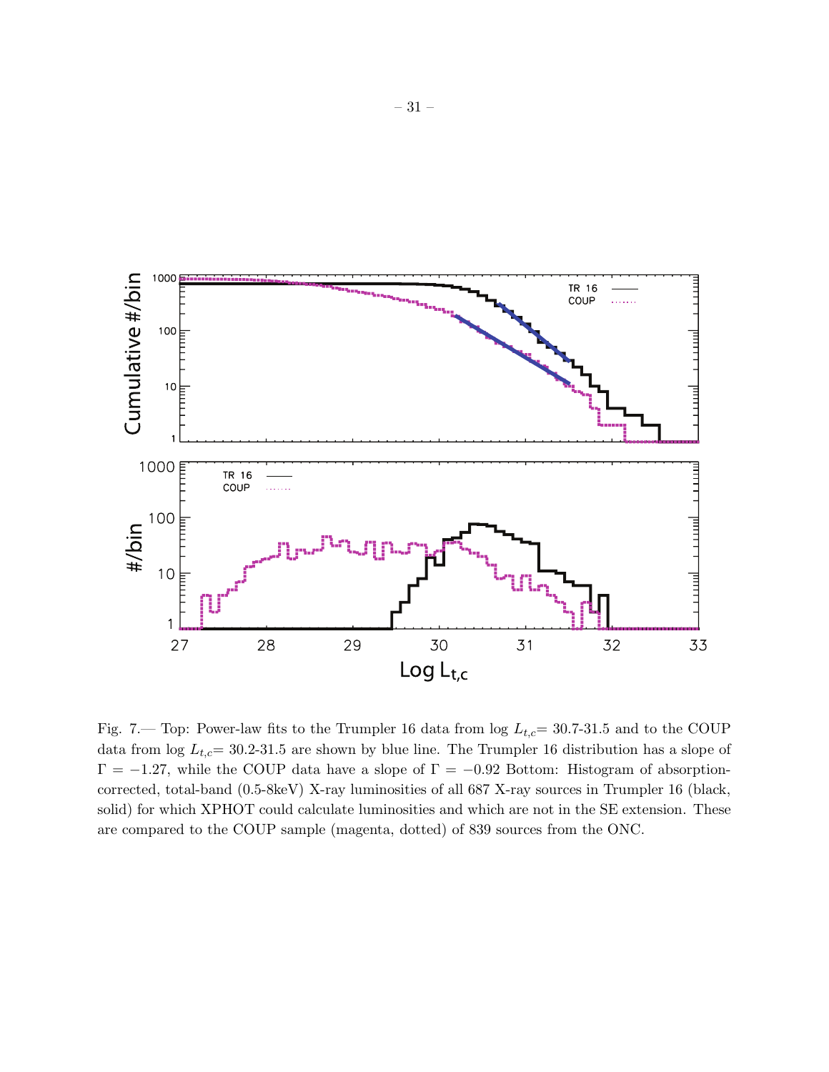Fig. 7.— Top: Power-law fits to the Trumpler 16 data from log $L_{t,c}$= 30.7-31.5 and to the COUP data from log $L_{t,c}$= 30.2-31.5 are shown by blue line. The Trumpler 16 distribution has a slope of $\Gamma = -1.27$, while the COUP data have a slope of $\Gamma = -0.92$ Bottom: Histogram of absorption-corrected, total-band (0.5-8keV) X-ray luminosities of all 687 X-ray sources in Trumpler 16 (black, solid) for which XPHOT could calculate luminosities and which are not in the SE extension. These are compared to the COUP sample (magenta, dotted) of 839 sources from the ONC.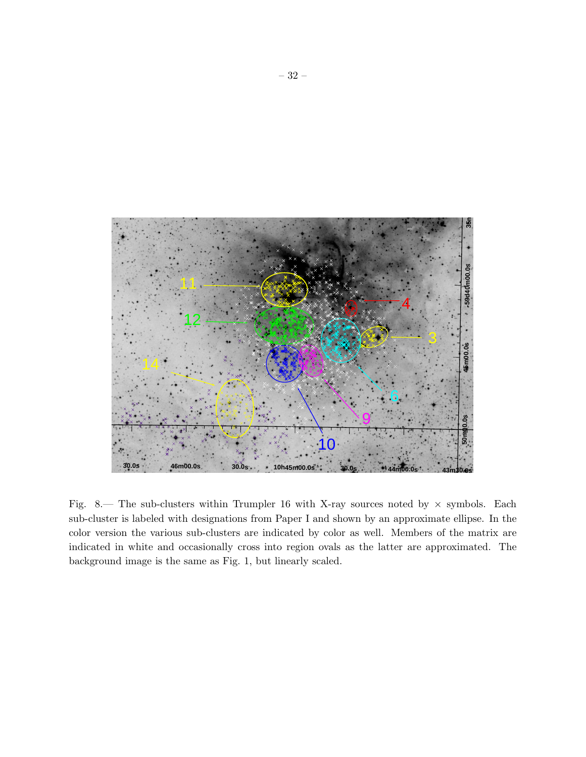Fig. 8.— The sub-clusters within Trumpler 16 with X-ray sources noted by × symbols. Each sub-cluster is labeled with designations from Paper I and shown by an approximate ellipse. In the color version the various sub-clusters are indicated by color as well. Members of the matrix are indicated in white and occasionally cross into region ovals as the latter are approximated. The background image is the same as Fig. 1, but linearly scaled.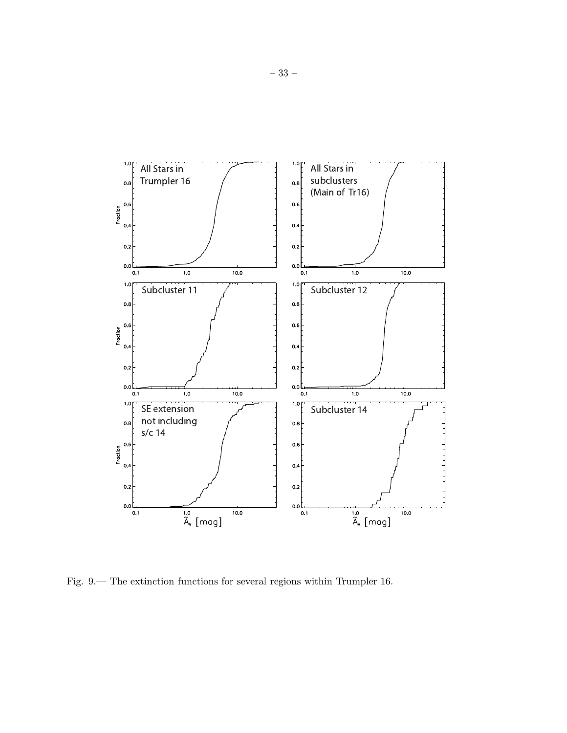Fig. 9.— The extinction functions for several regions within Trumpler 16.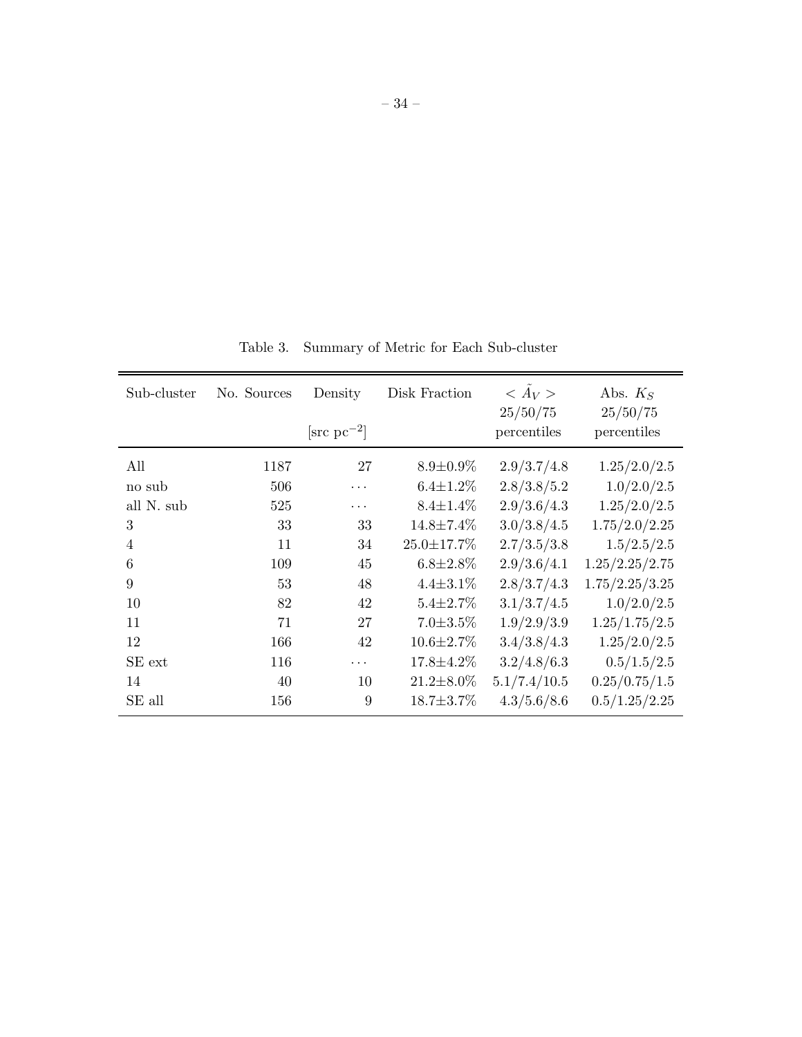Table 3. Summary of Metric for Each Sub-cluster

| Sub-cluster | No. Sources | Density | Disk Fraction | $<\tilde{A}_V>$ 25/50/75 | Abs. $K_S$ 25/50/75 |
|---|---|---|---|---|---|
| | | [src pc$^{-2}$] | | percentiles | percentiles |
| All | 1187 | 27 | 8.9±0.9% | 2.9/3.7/4.8 | 1.25/2.0/2.5 |
| no sub | 506 | ... | 6.4±1.2% | 2.8/3.8/5.2 | 1.0/2.0/2.5 |
| all N. sub | 525 | ... | 8.4±1.4% | 2.9/3.6/4.3 | 1.25/2.0/2.5 |
| 3 | 33 | 33 | 14.8±7.4% | 3.0/3.8/4.5 | 1.75/2.0/2.25 |
| 4 | 11 | 34 | 25.0±17.7% | 2.7/3.5/3.8 | 1.5/2.5/2.5 |
| 6 | 109 | 45 | 6.8±2.8% | 2.9/3.6/4.1 | 1.25/2.25/2.75 |
| 9 | 53 | 48 | 4.4±3.1% | 2.8/3.7/4.3 | 1.75/2.25/3.25 |
| 10 | 82 | 42 | 5.4±2.7% | 3.1/3.7/4.5 | 1.0/2.0/2.5 |
| 11 | 71 | 27 | 7.0±3.5% | 1.9/2.9/3.9 | 1.25/1.75/2.5 |
| 12 | 166 | 42 | 10.6±2.7% | 3.4/3.8/4.3 | 1.25/2.0/2.5 |
| SE ext | 116 | ... | 17.8±4.2% | 3.2/4.8/6.3 | 0.5/1.5/2.5 |
| 14 | 40 | 10 | 21.2±8.0% | 5.1/7.4/10.5 | 0.25/0.75/1.5 |
| SE all | 156 | 9 | 18.7±3.7% | 4.3/5.6/8.6 | 0.5/1.25/2.25 |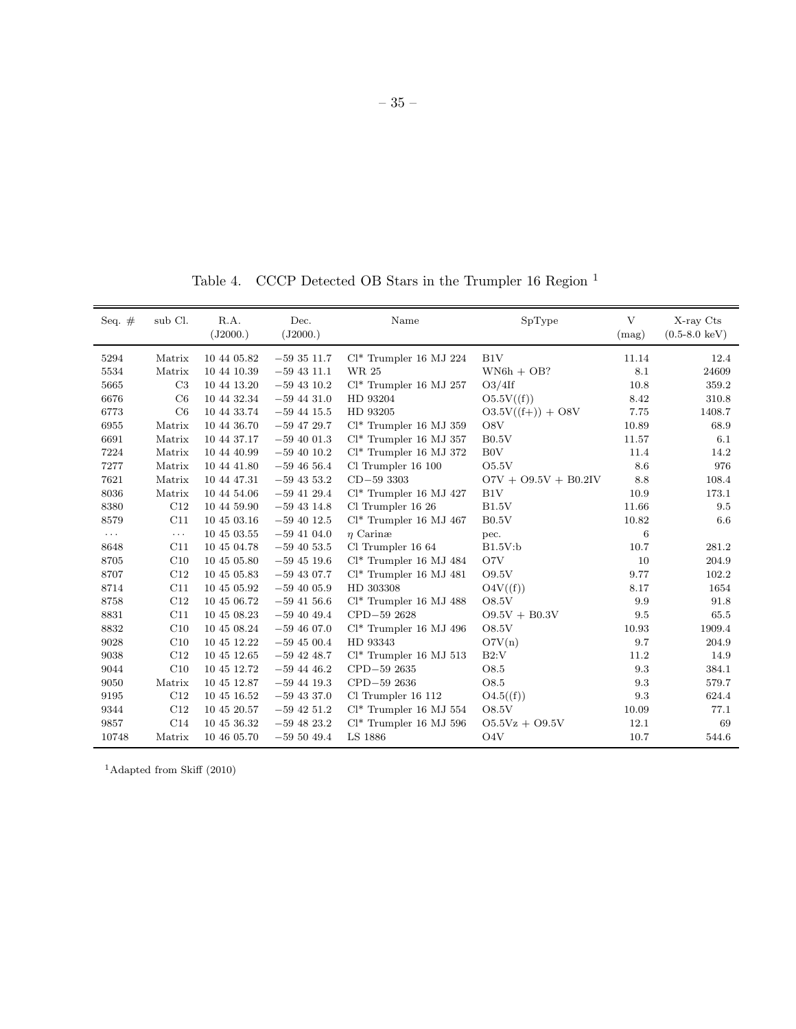Table 4. CCCP Detected OB Stars in the Trumpler 16 Region [1]

| Seq. # | sub Cl. | R.A. (J2000.) | Dec. (J2000.) | Name | SpType | V (mag) | X-ray Cts (0.5-8.0 keV) |
|---|---|---|---|---|---|---|---|
| 5294 | Matrix | 10 44 05.82 | −59 35 11.7 | Cl* Trumpler 16 MJ 224 | B1V | 11.14 | 12.4 |
| 5534 | Matrix | 10 44 10.39 | −59 43 11.1 | WR 25 | WN6h + OB? | 8.1 | 24609 |
| 5665 | C3 | 10 44 13.20 | −59 43 10.2 | Cl* Trumpler 16 MJ 257 | O3/4If | 10.8 | 359.2 |
| 6676 | C6 | 10 44 32.34 | −59 44 31.0 | HD 93204 | O5.5V((f)) | 8.42 | 310.8 |
| 6773 | C6 | 10 44 33.74 | −59 44 15.5 | HD 93205 | O3.5V((f+)) + O8V | 7.75 | 1408.7 |
| 6955 | Matrix | 10 44 36.70 | −59 47 29.7 | Cl* Trumpler 16 MJ 359 | O8V | 10.89 | 68.9 |
| 6691 | Matrix | 10 44 37.17 | −59 40 01.3 | Cl* Trumpler 16 MJ 357 | B0.5V | 11.57 | 6.1 |
| 7224 | Matrix | 10 44 40.99 | −59 40 10.2 | Cl* Trumpler 16 MJ 372 | B0V | 11.4 | 14.2 |
| 7277 | Matrix | 10 44 41.80 | −59 46 56.4 | Cl Trumpler 16 100 | O5.5V | 8.6 | 976 |
| 7621 | Matrix | 10 44 47.31 | −59 43 53.2 | CD−59 3303 | O7V + O9.5V + B0.2IV | 8.8 | 108.4 |
| 8036 | Matrix | 10 44 54.06 | −59 41 29.4 | Cl* Trumpler 16 MJ 427 | B1V | 10.9 | 173.1 |
| 8380 | C12 | 10 44 59.90 | −59 43 14.8 | Cl Trumpler 16 26 | B1.5V | 11.66 | 9.5 |
| 8579 | C11 | 10 45 03.16 | −59 40 12.5 | Cl* Trumpler 16 MJ 467 | B0.5V | 10.82 | 6.6 |
| ... | ... | 10 45 03.55 | −59 41 04.0 | $\eta$ Carinæ | pec. | 6 | |
| 8648 | C11 | 10 45 04.78 | −59 40 53.5 | Cl Trumpler 16 64 | B1.5V:b | 10.7 | 281.2 |
| 8705 | C10 | 10 45 05.80 | −59 45 19.6 | Cl* Trumpler 16 MJ 484 | O7V | 10 | 204.9 |
| 8707 | C12 | 10 45 05.83 | −59 43 07.7 | Cl* Trumpler 16 MJ 481 | O9.5V | 9.77 | 102.2 |
| 8714 | C11 | 10 45 05.92 | −59 40 05.9 | HD 303308 | O4V((f)) | 8.17 | 1654 |
| 8758 | C12 | 10 45 06.72 | −59 41 56.6 | Cl* Trumpler 16 MJ 488 | O8.5V | 9.9 | 91.8 |
| 8831 | C11 | 10 45 08.23 | −59 40 49.4 | CPD−59 2628 | O9.5V + B0.3V | 9.5 | 65.5 |
| 8832 | C10 | 10 45 08.24 | −59 46 07.0 | Cl* Trumpler 16 MJ 496 | O8.5V | 10.93 | 1909.4 |
| 9028 | C10 | 10 45 12.22 | −59 45 00.4 | HD 93343 | O7V(n) | 9.7 | 204.9 |
| 9038 | C12 | 10 45 12.65 | −59 42 48.7 | Cl* Trumpler 16 MJ 513 | B2:V | 11.2 | 14.9 |
| 9044 | C10 | 10 45 12.72 | −59 44 46.2 | CPD−59 2635 | O8.5 | 9.3 | 384.1 |
| 9050 | Matrix | 10 45 12.87 | −59 44 19.3 | CPD−59 2636 | O8.5 | 9.3 | 579.7 |
| 9195 | C12 | 10 45 16.52 | −59 43 37.0 | Cl Trumpler 16 112 | O4.5((f)) | 9.3 | 624.4 |
| 9344 | C12 | 10 45 20.57 | −59 42 51.2 | Cl* Trumpler 16 MJ 554 | O8.5V | 10.09 | 77.1 |
| 9857 | C14 | 10 45 36.32 | −59 48 23.2 | Cl* Trumpler 16 MJ 596 | O5.5Vz + O9.5V | 12.1 | 69 |
| 10748 | Matrix | 10 46 05.70 | −59 50 49.4 | LS 1886 | O4V | 10.7 | 544.6 |

[1] Adapted from Skiff (2010)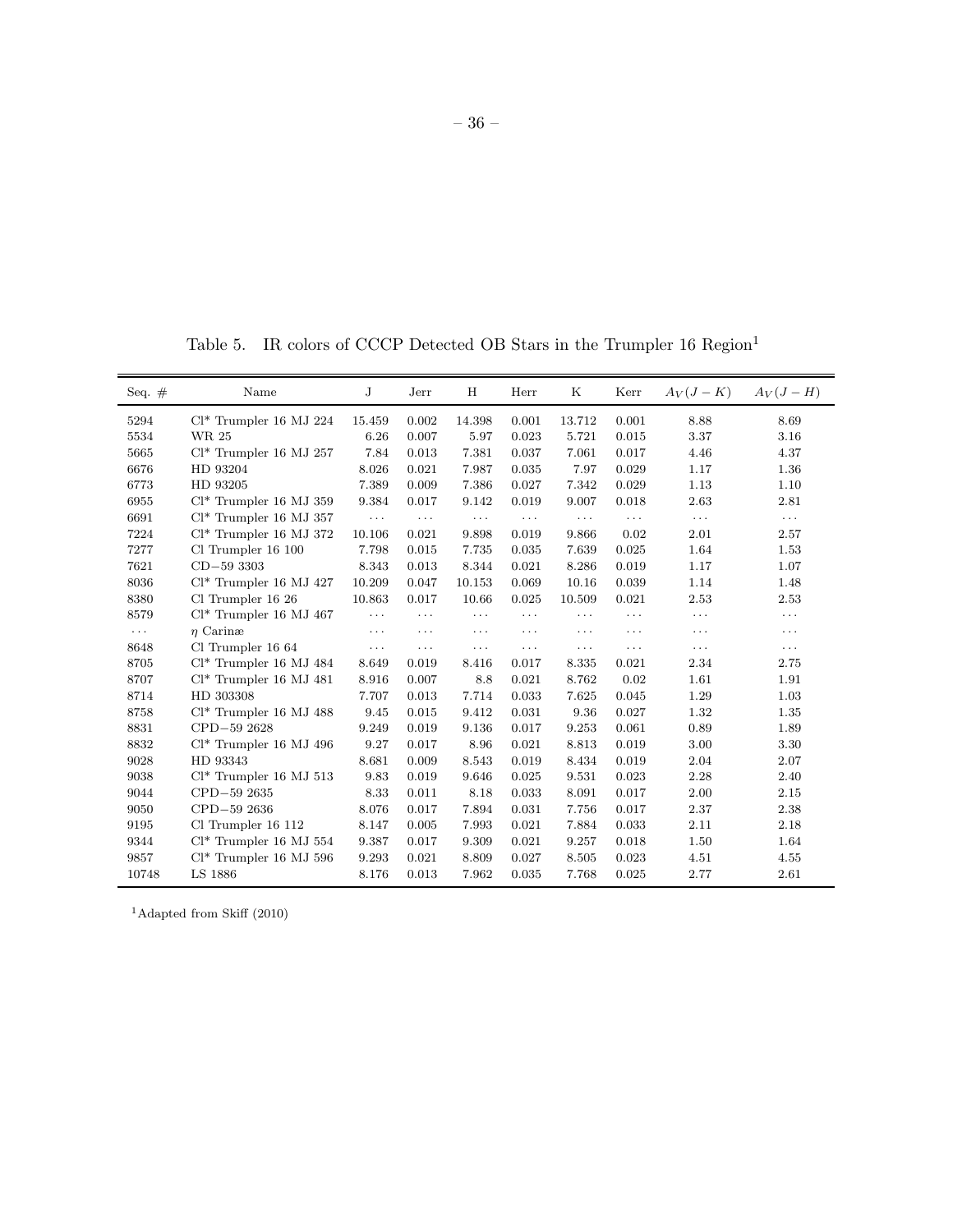Table 5. IR colors of CCCP Detected OB Stars in the Trumpler 16 Region[1]

| Seq. # | Name | J | Jerr | H | Herr | K | Kerr | $A_V(J-K)$ | $A_V(J-H)$ |
|---|---|---|---|---|---|---|---|---|---|
| 5294 | Cl* Trumpler 16 MJ 224 | 15.459 | 0.002 | 14.398 | 0.001 | 13.712 | 0.001 | 8.88 | 8.69 |
| 5534 | WR 25 | 6.26 | 0.007 | 5.97 | 0.023 | 5.721 | 0.015 | 3.37 | 3.16 |
| 5665 | Cl* Trumpler 16 MJ 257 | 7.84 | 0.013 | 7.381 | 0.037 | 7.061 | 0.017 | 4.46 | 4.37 |
| 6676 | HD 93204 | 8.026 | 0.021 | 7.987 | 0.035 | 7.97 | 0.029 | 1.17 | 1.36 |
| 6773 | HD 93205 | 7.389 | 0.009 | 7.386 | 0.027 | 7.342 | 0.029 | 1.13 | 1.10 |
| 6955 | Cl* Trumpler 16 MJ 359 | 9.384 | 0.017 | 9.142 | 0.019 | 9.007 | 0.018 | 2.63 | 2.81 |
| 6691 | Cl* Trumpler 16 MJ 357 | ... | ... | ... | ... | ... | ... | ... | ... |
| 7224 | Cl* Trumpler 16 MJ 372 | 10.106 | 0.021 | 9.898 | 0.019 | 9.866 | 0.02 | 2.01 | 2.57 |
| 7277 | Cl Trumpler 16 100 | 7.798 | 0.015 | 7.735 | 0.035 | 7.639 | 0.025 | 1.64 | 1.53 |
| 7621 | CD−59 3303 | 8.343 | 0.013 | 8.344 | 0.021 | 8.286 | 0.019 | 1.17 | 1.07 |
| 8036 | Cl* Trumpler 16 MJ 427 | 10.209 | 0.047 | 10.153 | 0.069 | 10.16 | 0.039 | 1.14 | 1.48 |
| 8380 | Cl Trumpler 16 26 | 10.863 | 0.017 | 10.66 | 0.025 | 10.509 | 0.021 | 2.53 | 2.53 |
| 8579 | Cl* Trumpler 16 MJ 467 | ... | ... | ... | ... | ... | ... | ... | ... |
| ... | $\eta$ Carinæ | ... | ... | ... | ... | ... | ... | ... | ... |
| 8648 | Cl Trumpler 16 64 | ... | ... | ... | ... | ... | ... | ... | ... |
| 8705 | Cl* Trumpler 16 MJ 484 | 8.649 | 0.019 | 8.416 | 0.017 | 8.335 | 0.021 | 2.34 | 2.75 |
| 8707 | Cl* Trumpler 16 MJ 481 | 8.916 | 0.007 | 8.8 | 0.021 | 8.762 | 0.02 | 1.61 | 1.91 |
| 8714 | HD 303308 | 7.707 | 0.013 | 7.714 | 0.033 | 7.625 | 0.045 | 1.29 | 1.03 |
| 8758 | Cl* Trumpler 16 MJ 488 | 9.45 | 0.015 | 9.412 | 0.031 | 9.36 | 0.027 | 1.32 | 1.35 |
| 8831 | CPD−59 2628 | 9.249 | 0.019 | 9.136 | 0.017 | 9.253 | 0.061 | 0.89 | 1.89 |
| 8832 | Cl* Trumpler 16 MJ 496 | 9.27 | 0.017 | 8.96 | 0.021 | 8.813 | 0.019 | 3.00 | 3.30 |
| 9028 | HD 93343 | 8.681 | 0.009 | 8.543 | 0.019 | 8.434 | 0.019 | 2.04 | 2.07 |
| 9038 | Cl* Trumpler 16 MJ 513 | 9.83 | 0.019 | 9.646 | 0.025 | 9.531 | 0.023 | 2.28 | 2.40 |
| 9044 | CPD−59 2635 | 8.33 | 0.011 | 8.18 | 0.033 | 8.091 | 0.017 | 2.00 | 2.15 |
| 9050 | CPD−59 2636 | 8.076 | 0.017 | 7.894 | 0.031 | 7.756 | 0.017 | 2.37 | 2.38 |
| 9195 | Cl Trumpler 16 112 | 8.147 | 0.005 | 7.993 | 0.021 | 7.884 | 0.033 | 2.11 | 2.18 |
| 9344 | Cl* Trumpler 16 MJ 554 | 9.387 | 0.017 | 9.309 | 0.021 | 9.257 | 0.018 | 1.50 | 1.64 |
| 9857 | Cl* Trumpler 16 MJ 596 | 9.293 | 0.021 | 8.809 | 0.027 | 8.505 | 0.023 | 4.51 | 4.55 |
| 10748 | LS 1886 | 8.176 | 0.013 | 7.962 | 0.035 | 7.768 | 0.025 | 2.77 | 2.61 |

[1] Adapted from Skiff (2010)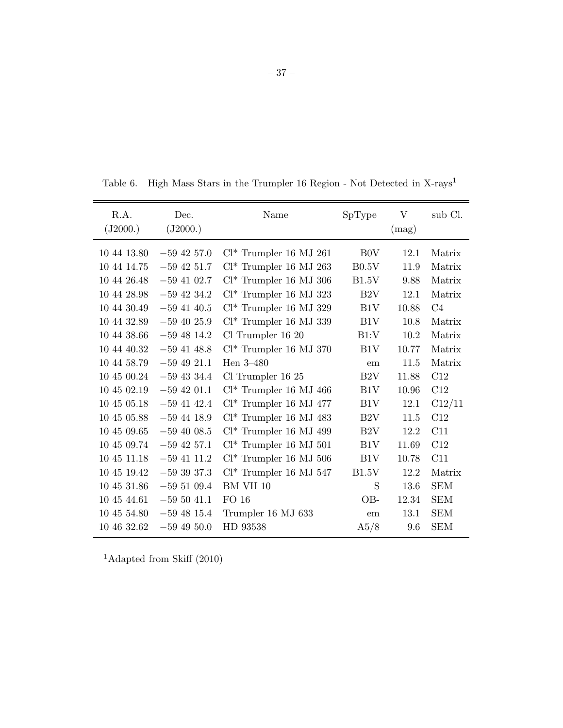Table 6. High Mass Stars in the Trumpler 16 Region - Not Detected in X-rays[1]

| R.A. (J2000.) | Dec. (J2000.) | Name | SpType | V (mag) | sub Cl. |
|---|---|---|---|---|---|
| 10 44 13.80 | −59 42 57.0 | Cl* Trumpler 16 MJ 261 | B0V | 12.1 | Matrix |
| 10 44 14.75 | −59 42 51.7 | Cl* Trumpler 16 MJ 263 | B0.5V | 11.9 | Matrix |
| 10 44 26.48 | −59 41 02.7 | Cl* Trumpler 16 MJ 306 | B1.5V | 9.88 | Matrix |
| 10 44 28.98 | −59 42 34.2 | Cl* Trumpler 16 MJ 323 | B2V | 12.1 | Matrix |
| 10 44 30.49 | −59 41 40.5 | Cl* Trumpler 16 MJ 329 | B1V | 10.88 | C4 |
| 10 44 32.89 | −59 40 25.9 | Cl* Trumpler 16 MJ 339 | B1V | 10.8 | Matrix |
| 10 44 38.66 | −59 48 14.2 | Cl Trumpler 16 20 | B1:V | 10.2 | Matrix |
| 10 44 40.32 | −59 41 48.8 | Cl* Trumpler 16 MJ 370 | B1V | 10.77 | Matrix |
| 10 44 58.79 | −59 49 21.1 | Hen 3–480 | em | 11.5 | Matrix |
| 10 45 00.24 | −59 43 34.4 | Cl Trumpler 16 25 | B2V | 11.88 | C12 |
| 10 45 02.19 | −59 42 01.1 | Cl* Trumpler 16 MJ 466 | B1V | 10.96 | C12 |
| 10 45 05.18 | −59 41 42.4 | Cl* Trumpler 16 MJ 477 | B1V | 12.1 | C12/11 |
| 10 45 05.88 | −59 44 18.9 | Cl* Trumpler 16 MJ 483 | B2V | 11.5 | C12 |
| 10 45 09.65 | −59 40 08.5 | Cl* Trumpler 16 MJ 499 | B2V | 12.2 | C11 |
| 10 45 09.74 | −59 42 57.1 | Cl* Trumpler 16 MJ 501 | B1V | 11.69 | C12 |
| 10 45 11.18 | −59 41 11.2 | Cl* Trumpler 16 MJ 506 | B1V | 10.78 | C11 |
| 10 45 19.42 | −59 39 37.3 | Cl* Trumpler 16 MJ 547 | B1.5V | 12.2 | Matrix |
| 10 45 31.86 | −59 51 09.4 | BM VII 10 | S | 13.6 | SEM |
| 10 45 44.61 | −59 50 41.1 | FO 16 | OB- | 12.34 | SEM |
| 10 45 54.80 | −59 48 15.4 | Trumpler 16 MJ 633 | em | 13.1 | SEM |
| 10 46 32.62 | −59 49 50.0 | HD 93538 | A5/8 | 9.6 | SEM |

[1]Adapted from Skiff (2010)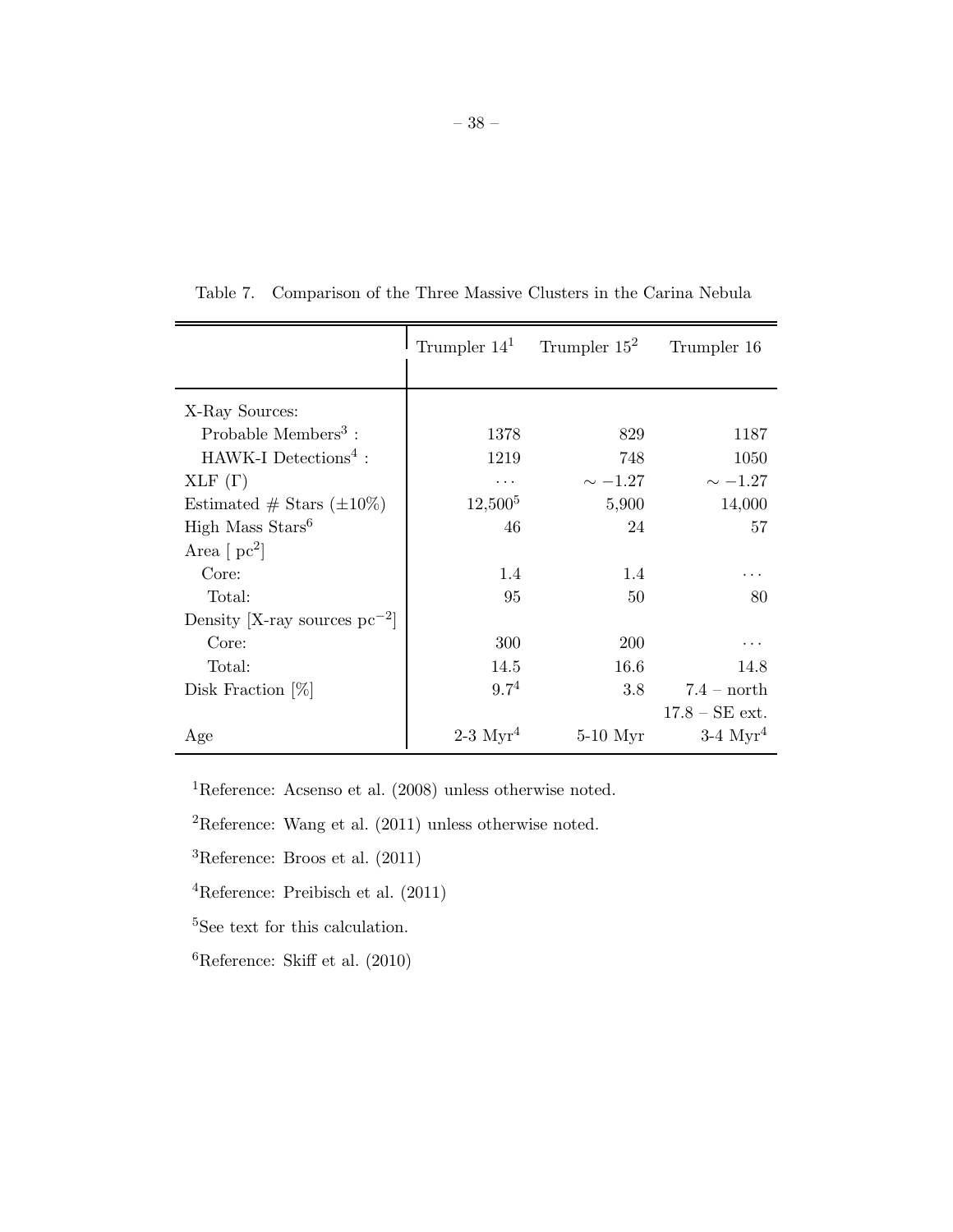Table 7. Comparison of the Three Massive Clusters in the Carina Nebula

| | Trumpler 14[1] | Trumpler 15[2] | Trumpler 16 |
|---|---|---|---|
| X-Ray Sources: | | | |
| Probable Members[3] : | 1378 | 829 | 1187 |
| HAWK-I Detections[4] : | 1219 | 748 | 1050 |
| XLF ($\Gamma$) | ... | $\sim -1.27$ | $\sim -1.27$ |
| Estimated # Stars ($\pm 10\%$) | 12,500[5] | 5,900 | 14,000 |
| High Mass Stars[6] | 46 | 24 | 57 |
| Area [ $\mathrm{pc}^2$] | | | |
| Core: | 1.4 | 1.4 | ... |
| Total: | 95 | 50 | 80 |
| Density [X-ray sources $\mathrm{pc}^{-2}$] | | | |
| Core: | 300 | 200 | ... |
| Total: | 14.5 | 16.6 | 14.8 |
| Disk Fraction [%] | 9.7[4] | 3.8 | 7.4 – north |
| | | | 17.8 – SE ext. |
| Age | 2-3 Myr[4] | 5-10 Myr | 3-4 Myr[4] |

[1]Reference: Acsenso et al. (2008) unless otherwise noted.

[2]Reference: Wang et al. (2011) unless otherwise noted.

[3]Reference: Broos et al. (2011)

[4]Reference: Preibisch et al. (2011)

[5]See text for this calculation.

[6]Reference: Skiff et al. (2010)